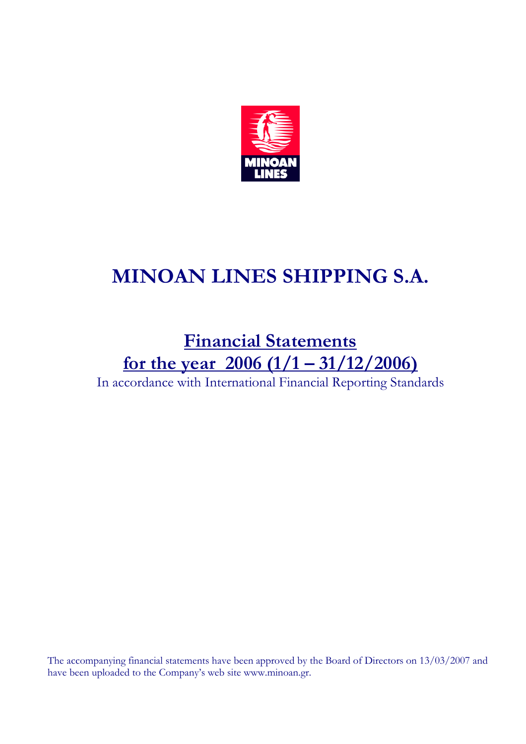# MINOAN LINES SHIPPING S.A.

## Financial Statements
## for the year 2006 (1/1 – 31/12/2006)

In accordance with International Financial Reporting Standards

The accompanying financial statements have been approved by the Board of Directors on 13/03/2007 and have been uploaded to the Company's web site www.minoan.gr.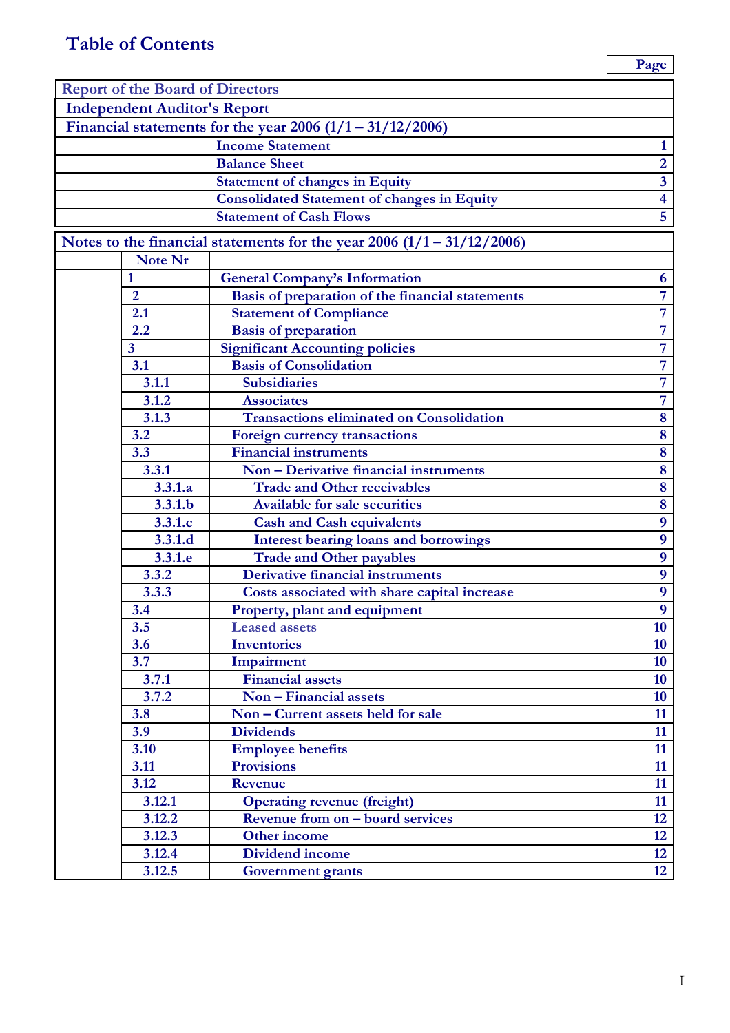## Table of Contents

| | | Page |
|---|---|---|
| Report of the Board of Directors | | |
| Independent Auditor's Report | | |
| Financial statements for the year 2006 (1/1 – 31/12/2006) | | |
| | Income Statement | 1 |
| | Balance Sheet | 2 |
| | Statement of changes in Equity | 3 |
| | Consolidated Statement of changes in Equity | 4 |
| | Statement of Cash Flows | 5 |

| Notes to the financial statements for the year 2006 (1/1 – 31/12/2006) | | |
|---|---|---|
| Note Nr | | |
| 1 | General Company's Information | 6 |
| 2 | Basis of preparation of the financial statements | 7 |
| 2.1 | Statement of Compliance | 7 |
| 2.2 | Basis of preparation | 7 |
| 3 | Significant Accounting policies | 7 |
| 3.1 | Basis of Consolidation | 7 |
| 3.1.1 | Subsidiaries | 7 |
| 3.1.2 | Associates | 7 |
| 3.1.3 | Transactions eliminated on Consolidation | 8 |
| 3.2 | Foreign currency transactions | 8 |
| 3.3 | Financial instruments | 8 |
| 3.3.1 | Non – Derivative financial instruments | 8 |
| 3.3.1.a | Trade and Other receivables | 8 |
| 3.3.1.b | Available for sale securities | 8 |
| 3.3.1.c | Cash and Cash equivalents | 9 |
| 3.3.1.d | Interest bearing loans and borrowings | 9 |
| 3.3.1.e | Trade and Other payables | 9 |
| 3.3.2 | Derivative financial instruments | 9 |
| 3.3.3 | Costs associated with share capital increase | 9 |
| 3.4 | Property, plant and equipment | 9 |
| 3.5 | Leased assets | 10 |
| 3.6 | Inventories | 10 |
| 3.7 | Impairment | 10 |
| 3.7.1 | Financial assets | 10 |
| 3.7.2 | Non – Financial assets | 10 |
| 3.8 | Non – Current assets held for sale | 11 |
| 3.9 | Dividends | 11 |
| 3.10 | Employee benefits | 11 |
| 3.11 | Provisions | 11 |
| 3.12 | Revenue | 11 |
| 3.12.1 | Operating revenue (freight) | 11 |
| 3.12.2 | Revenue from on – board services | 12 |
| 3.12.3 | Other income | 12 |
| 3.12.4 | Dividend income | 12 |
| 3.12.5 | Government grants | 12 |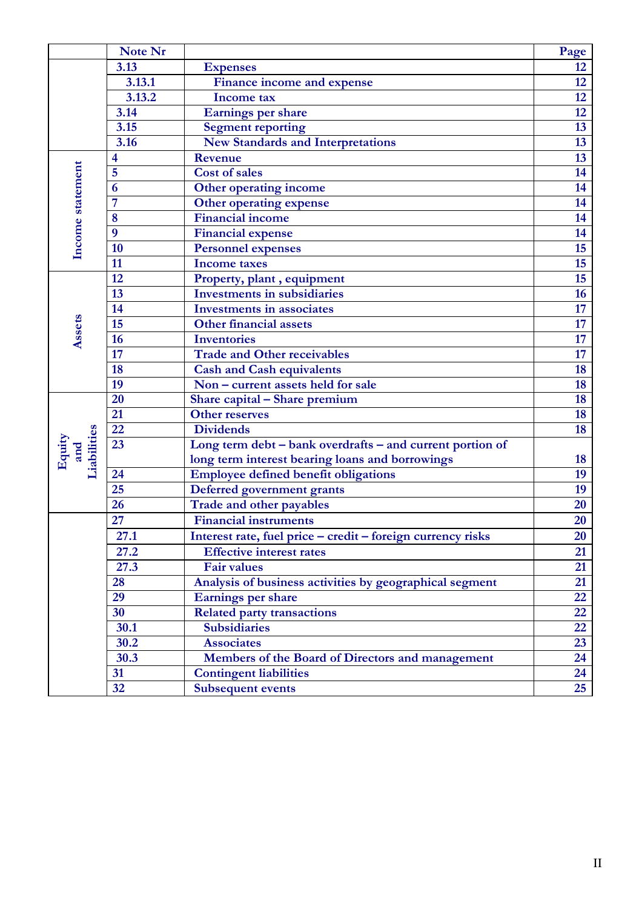| | Note Nr | | Page |
|---|---|---|---|
| | 3.13 | Expenses | 12 |
| | 3.13.1 | Finance income and expense | 12 |
| | 3.13.2 | Income tax | 12 |
| | 3.14 | Earnings per share | 12 |
| | 3.15 | Segment reporting | 13 |
| | 3.16 | New Standards and Interpretations | 13 |
| Income statement | 4 | Revenue | 13 |
| | 5 | Cost of sales | 14 |
| | 6 | Other operating income | 14 |
| | 7 | Other operating expense | 14 |
| | 8 | Financial income | 14 |
| | 9 | Financial expense | 14 |
| | 10 | Personnel expenses | 15 |
| | 11 | Income taxes | 15 |
| Assets | 12 | Property, plant , equipment | 15 |
| | 13 | Investments in subsidiaries | 16 |
| | 14 | Investments in associates | 17 |
| | 15 | Other financial assets | 17 |
| | 16 | Inventories | 17 |
| | 17 | Trade and Other receivables | 17 |
| | 18 | Cash and Cash equivalents | 18 |
| | 19 | Non – current assets held for sale | 18 |
| Equity and Liabilities | 20 | Share capital – Share premium | 18 |
| | 21 | Other reserves | 18 |
| | 22 | Dividends | 18 |
| | 23 | Long term debt – bank overdrafts – and current portion of long term interest bearing loans and borrowings | 18 |
| | 24 | Employee defined benefit obligations | 19 |
| | 25 | Deferred government grants | 19 |
| | 26 | Trade and other payables | 20 |
| | 27 | Financial instruments | 20 |
| | 27.1 | Interest rate, fuel price – credit – foreign currency risks | 20 |
| | 27.2 | Effective interest rates | 21 |
| | 27.3 | Fair values | 21 |
| | 28 | Analysis of business activities by geographical segment | 21 |
| | 29 | Earnings per share | 22 |
| | 30 | Related party transactions | 22 |
| | 30.1 | Subsidiaries | 22 |
| | 30.2 | Associates | 23 |
| | 30.3 | Members of the Board of Directors and management | 24 |
| | 31 | Contingent liabilities | 24 |
| | 32 | Subsequent events | 25 |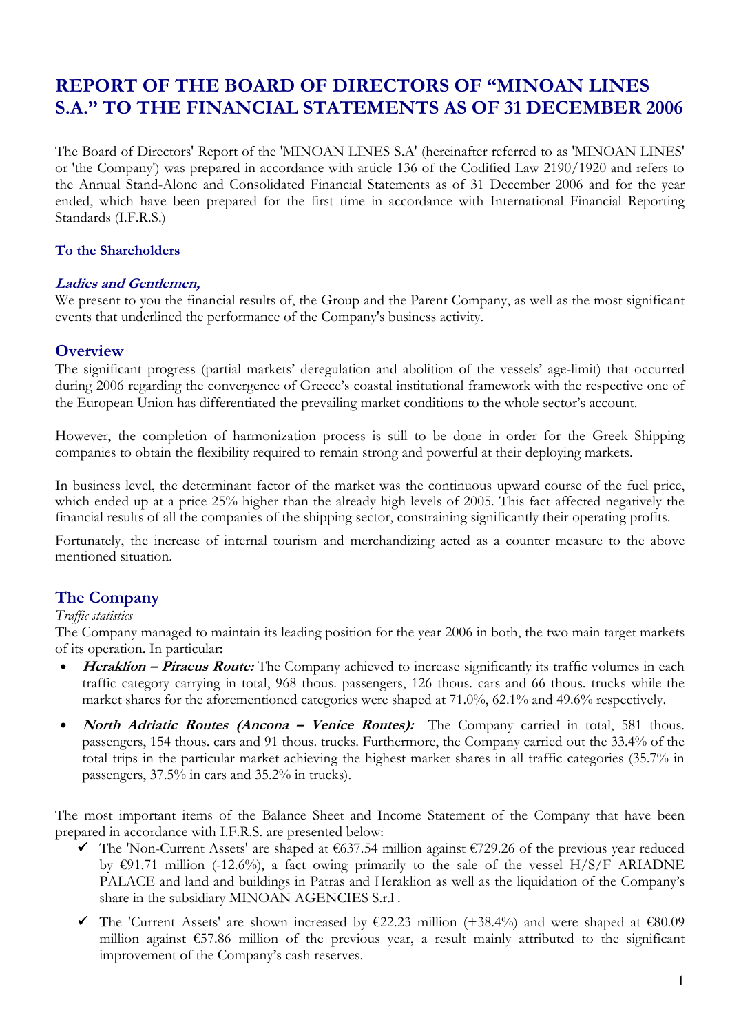# REPORT OF THE BOARD OF DIRECTORS OF "MINOAN LINES S.A." TO THE FINANCIAL STATEMENTS AS OF 31 DECEMBER 2006

The Board of Directors' Report of the 'MINOAN LINES S.A' (hereinafter referred to as 'MINOAN LINES' or 'the Company') was prepared in accordance with article 136 of the Codified Law 2190/1920 and refers to the Annual Stand-Alone and Consolidated Financial Statements as of 31 December 2006 and for the year ended, which have been prepared for the first time in accordance with International Financial Reporting Standards (I.F.R.S.)

### To the Shareholders

***Ladies and Gentlemen,***

We present to you the financial results of, the Group and the Parent Company, as well as the most significant events that underlined the performance of the Company's business activity.

## Overview

The significant progress (partial markets' deregulation and abolition of the vessels' age-limit) that occurred during 2006 regarding the convergence of Greece's coastal institutional framework with the respective one of the European Union has differentiated the prevailing market conditions to the whole sector's account.

However, the completion of harmonization process is still to be done in order for the Greek Shipping companies to obtain the flexibility required to remain strong and powerful at their deploying markets.

In business level, the determinant factor of the market was the continuous upward course of the fuel price, which ended up at a price 25% higher than the already high levels of 2005. This fact affected negatively the financial results of all the companies of the shipping sector, constraining significantly their operating profits.

Fortunately, the increase of internal tourism and merchandizing acted as a counter measure to the above mentioned situation.

## The Company

*Traffic statistics*

The Company managed to maintain its leading position for the year 2006 in both, the two main target markets of its operation. In particular:

- ***Heraklion – Piraeus Route:*** The Company achieved to increase significantly its traffic volumes in each traffic category carrying in total, 968 thous. passengers, 126 thous. cars and 66 thous. trucks while the market shares for the aforementioned categories were shaped at 71.0%, 62.1% and 49.6% respectively.
- ***North Adriatic Routes (Ancona – Venice Routes):*** The Company carried in total, 581 thous. passengers, 154 thous. cars and 91 thous. trucks. Furthermore, the Company carried out the 33.4% of the total trips in the particular market achieving the highest market shares in all traffic categories (35.7% in passengers, 37.5% in cars and 35.2% in trucks).

The most important items of the Balance Sheet and Income Statement of the Company that have been prepared in accordance with I.F.R.S. are presented below:

- ✓ The 'Non-Current Assets' are shaped at €637.54 million against €729.26 of the previous year reduced by €91.71 million (-12.6%), a fact owing primarily to the sale of the vessel H/S/F ARIADNE PALACE and land and buildings in Patras and Heraklion as well as the liquidation of the Company's share in the subsidiary MINOAN AGENCIES S.r.l .
- ✓ The 'Current Assets' are shown increased by €22.23 million (+38.4%) and were shaped at €80.09 million against €57.86 million of the previous year, a result mainly attributed to the significant improvement of the Company's cash reserves.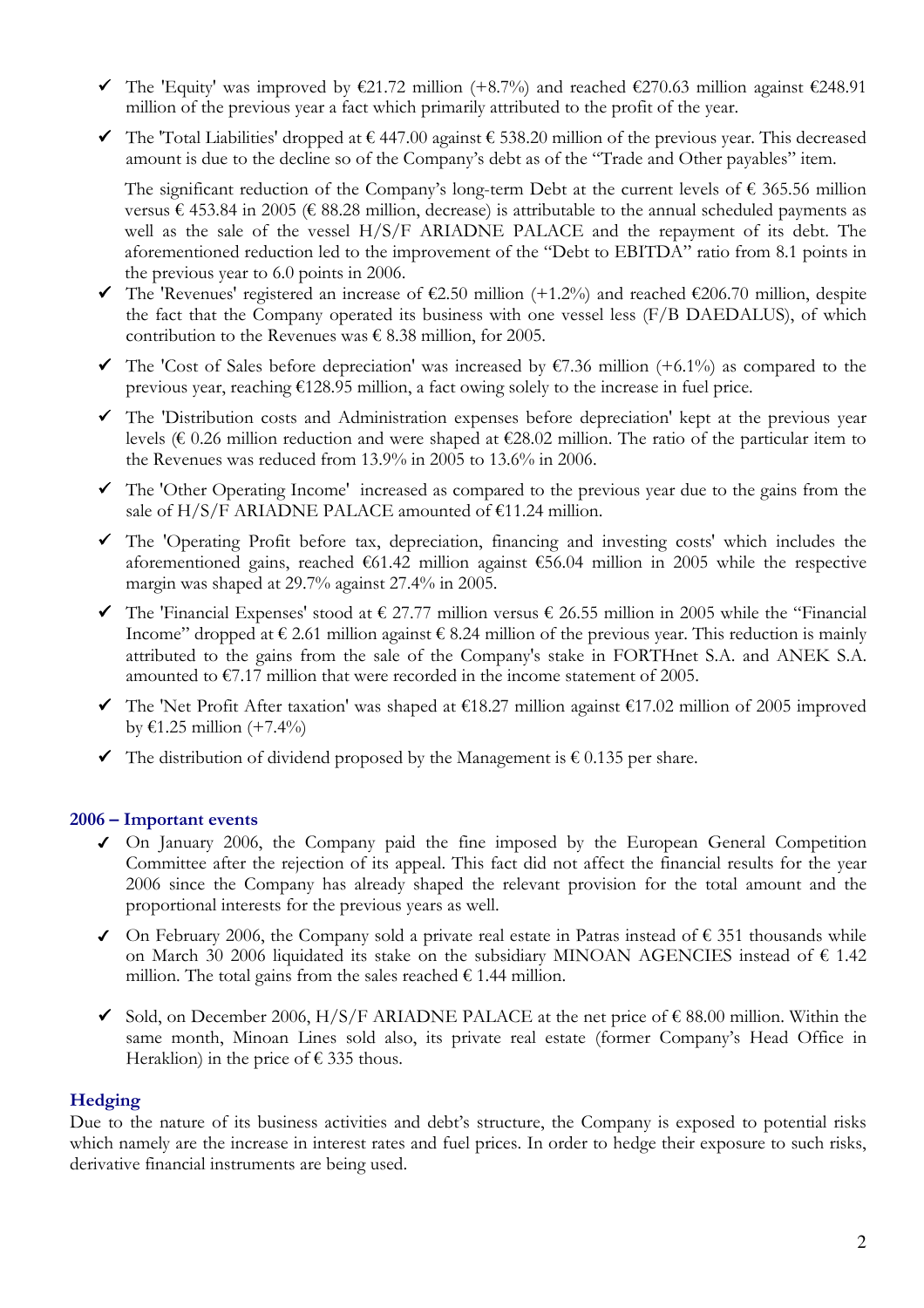- ✓ The 'Equity' was improved by €21.72 million (+8.7%) and reached €270.63 million against €248.91 million of the previous year a fact which primarily attributed to the profit of the year.
- ✓ The 'Total Liabilities' dropped at € 447.00 against € 538.20 million of the previous year. This decreased amount is due to the decline so of the Company's debt as of the "Trade and Other payables" item.

  The significant reduction of the Company's long-term Debt at the current levels of € 365.56 million versus € 453.84 in 2005 (€ 88.28 million, decrease) is attributable to the annual scheduled payments as well as the sale of the vessel H/S/F ARIADNE PALACE and the repayment of its debt. The aforementioned reduction led to the improvement of the "Debt to EBITDA" ratio from 8.1 points in the previous year to 6.0 points in 2006.
- ✓ The 'Revenues' registered an increase of €2.50 million (+1.2%) and reached €206.70 million, despite the fact that the Company operated its business with one vessel less (F/B DAEDALUS), of which contribution to the Revenues was € 8.38 million, for 2005.
- ✓ The 'Cost of Sales before depreciation' was increased by €7.36 million (+6.1%) as compared to the previous year, reaching €128.95 million, a fact owing solely to the increase in fuel price.
- ✓ The 'Distribution costs and Administration expenses before depreciation' kept at the previous year levels (€ 0.26 million reduction and were shaped at €28.02 million. The ratio of the particular item to the Revenues was reduced from 13.9% in 2005 to 13.6% in 2006.
- ✓ The 'Other Operating Income' increased as compared to the previous year due to the gains from the sale of H/S/F ARIADNE PALACE amounted of €11.24 million.
- ✓ The 'Operating Profit before tax, depreciation, financing and investing costs' which includes the aforementioned gains, reached €61.42 million against €56.04 million in 2005 while the respective margin was shaped at 29.7% against 27.4% in 2005.
- ✓ The 'Financial Expenses' stood at € 27.77 million versus € 26.55 million in 2005 while the "Financial Income" dropped at € 2.61 million against € 8.24 million of the previous year. This reduction is mainly attributed to the gains from the sale of the Company's stake in FORTHnet S.A. and ANEK S.A. amounted to €7.17 million that were recorded in the income statement of 2005.
- ✓ The 'Net Profit After taxation' was shaped at €18.27 million against €17.02 million of 2005 improved by €1.25 million (+7.4%)
- ✓ The distribution of dividend proposed by the Management is € 0.135 per share.

## 2006 – Important events

- ✓ On January 2006, the Company paid the fine imposed by the European General Competition Committee after the rejection of its appeal. This fact did not affect the financial results for the year 2006 since the Company has already shaped the relevant provision for the total amount and the proportional interests for the previous years as well.
- ✓ On February 2006, the Company sold a private real estate in Patras instead of € 351 thousands while on March 30 2006 liquidated its stake on the subsidiary MINOAN AGENCIES instead of € 1.42 million. The total gains from the sales reached € 1.44 million.
- ✓ Sold, on December 2006, H/S/F ARIADNE PALACE at the net price of € 88.00 million. Within the same month, Minoan Lines sold also, its private real estate (former Company's Head Office in Heraklion) in the price of € 335 thous.

## Hedging

Due to the nature of its business activities and debt's structure, the Company is exposed to potential risks which namely are the increase in interest rates and fuel prices. In order to hedge their exposure to such risks, derivative financial instruments are being used.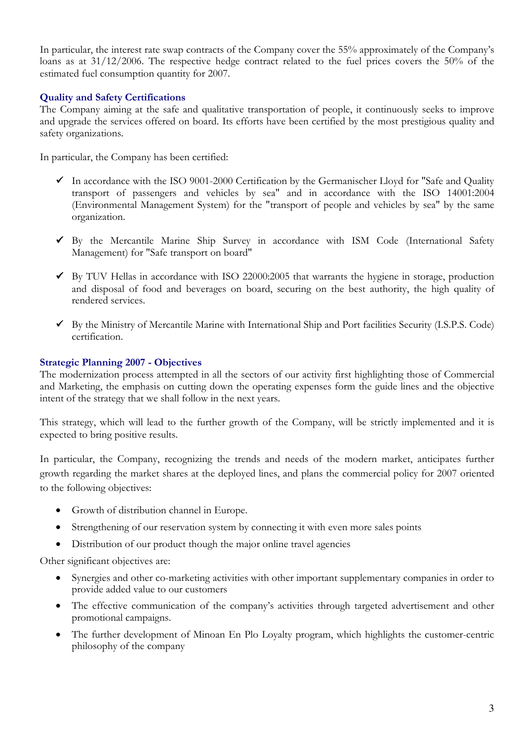In particular, the interest rate swap contracts of the Company cover the 55% approximately of the Company's loans as at 31/12/2006. The respective hedge contract related to the fuel prices covers the 50% of the estimated fuel consumption quantity for 2007.

### Quality and Safety Certifications

The Company aiming at the safe and qualitative transportation of people, it continuously seeks to improve and upgrade the services offered on board. Its efforts have been certified by the most prestigious quality and safety organizations.

In particular, the Company has been certified:

- ✓ In accordance with the ISO 9001-2000 Certification by the Germanischer Lloyd for "Safe and Quality transport of passengers and vehicles by sea" and in accordance with the ISO 14001:2004 (Environmental Management System) for the "transport of people and vehicles by sea" by the same organization.
- ✓ By the Mercantile Marine Ship Survey in accordance with ISM Code (International Safety Management) for "Safe transport on board"
- ✓ By TUV Hellas in accordance with ISO 22000:2005 that warrants the hygiene in storage, production and disposal of food and beverages on board, securing on the best authority, the high quality of rendered services.
- ✓ By the Ministry of Mercantile Marine with International Ship and Port facilities Security (I.S.P.S. Code) certification.

### Strategic Planning 2007 - Objectives

The modernization process attempted in all the sectors of our activity first highlighting those of Commercial and Marketing, the emphasis on cutting down the operating expenses form the guide lines and the objective intent of the strategy that we shall follow in the next years.

This strategy, which will lead to the further growth of the Company, will be strictly implemented and it is expected to bring positive results.

In particular, the Company, recognizing the trends and needs of the modern market, anticipates further growth regarding the market shares at the deployed lines, and plans the commercial policy for 2007 oriented to the following objectives:

- Growth of distribution channel in Europe.
- Strengthening of our reservation system by connecting it with even more sales points
- Distribution of our product though the major online travel agencies

Other significant objectives are:

- Synergies and other co-marketing activities with other important supplementary companies in order to provide added value to our customers
- The effective communication of the company's activities through targeted advertisement and other promotional campaigns.
- The further development of Minoan En Plo Loyalty program, which highlights the customer-centric philosophy of the company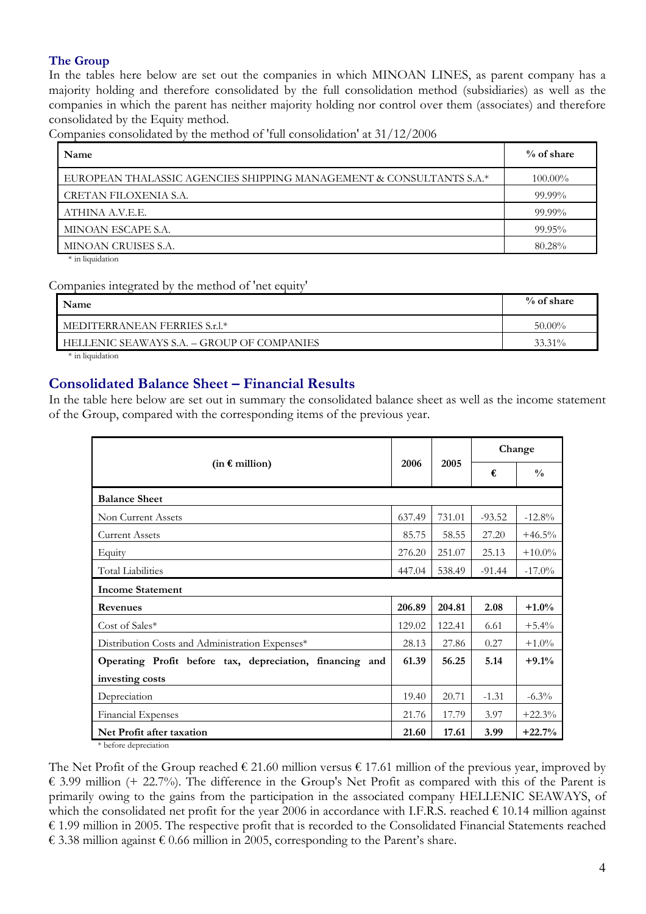## The Group

In the tables here below are set out the companies in which MINOAN LINES, as parent company has a majority holding and therefore consolidated by the full consolidation method (subsidiaries) as well as the companies in which the parent has neither majority holding nor control over them (associates) and therefore consolidated by the Equity method.

Companies consolidated by the method of 'full consolidation' at 31/12/2006

| Name | % of share |
|---|---|
| EUROPEAN THALASSIC AGENCIES SHIPPING MANAGEMENT & CONSULTANTS S.A.* | 100.00% |
| CRETAN FILOXENIA S.A. | 99.99% |
| ATHINA A.V.E.E. | 99.99% |
| MINOAN ESCAPE S.A. | 99.95% |
| MINOAN CRUISES S.A. | 80.28% |

\* in liquidation

Companies integrated by the method of 'net equity'

| Name | % of share |
|---|---|
| MEDITERRANEAN FERRIES S.r.l.* | 50.00% |
| HELLENIC SEAWAYS S.A. – GROUP OF COMPANIES | 33.31% |

\* in liquidation

## Consolidated Balance Sheet – Financial Results

In the table here below are set out in summary the consolidated balance sheet as well as the income statement of the Group, compared with the corresponding items of the previous year.

| (in € million) | 2006 | 2005 | Change | |
|---|---|---|---|---|
| | | | € | % |
| **Balance Sheet** | | | | |
| Non Current Assets | 637.49 | 731.01 | -93.52 | -12.8% |
| Current Assets | 85.75 | 58.55 | 27.20 | +46.5% |
| Equity | 276.20 | 251.07 | 25.13 | +10.0% |
| Total Liabilities | 447.04 | 538.49 | -91.44 | -17.0% |
| **Income Statement** | | | | |
| **Revenues** | **206.89** | **204.81** | **2.08** | **+1.0%** |
| Cost of Sales* | 129.02 | 122.41 | 6.61 | +5.4% |
| Distribution Costs and Administration Expenses* | 28.13 | 27.86 | 0.27 | +1.0% |
| **Operating Profit before tax, depreciation, financing and investing costs** | **61.39** | **56.25** | **5.14** | **+9.1%** |
| Depreciation | 19.40 | 20.71 | -1.31 | -6.3% |
| Financial Expenses | 21.76 | 17.79 | 3.97 | +22.3% |
| **Net Profit after taxation** | **21.60** | **17.61** | **3.99** | **+22.7%** |

\* before depreciation

The Net Profit of the Group reached € 21.60 million versus € 17.61 million of the previous year, improved by € 3.99 million (+ 22.7%). The difference in the Group's Net Profit as compared with this of the Parent is primarily owing to the gains from the participation in the associated company HELLENIC SEAWAYS, of which the consolidated net profit for the year 2006 in accordance with I.F.R.S. reached € 10.14 million against € 1.99 million in 2005. The respective profit that is recorded to the Consolidated Financial Statements reached € 3.38 million against € 0.66 million in 2005, corresponding to the Parent's share.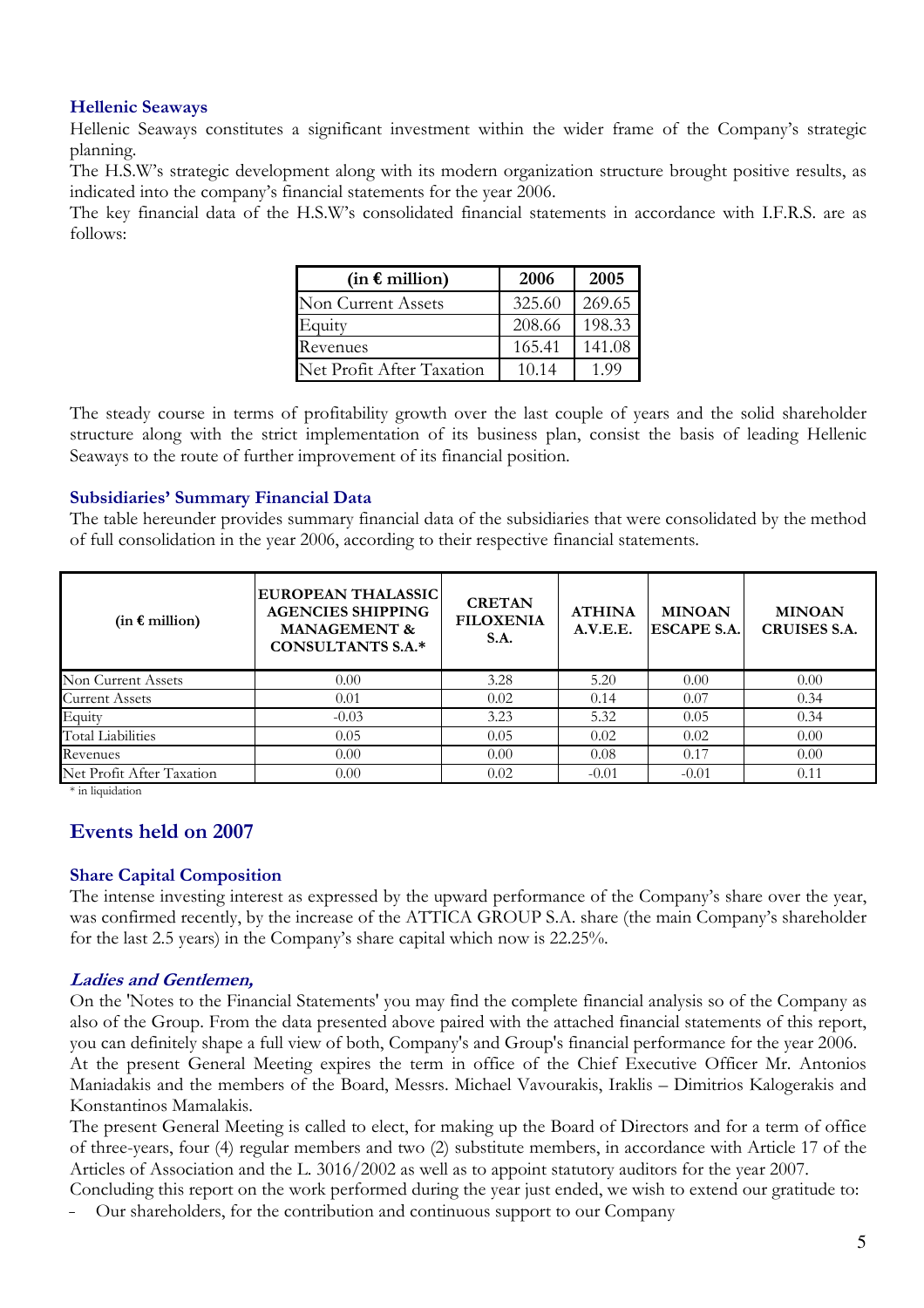### Hellenic Seaways

Hellenic Seaways constitutes a significant investment within the wider frame of the Company's strategic planning.

The H.S.W's strategic development along with its modern organization structure brought positive results, as indicated into the company's financial statements for the year 2006.

The key financial data of the H.S.W's consolidated financial statements in accordance with I.F.R.S. are as follows:

| (in € million) | 2006 | 2005 |
|---|---|---|
| Non Current Assets | 325.60 | 269.65 |
| Equity | 208.66 | 198.33 |
| Revenues | 165.41 | 141.08 |
| Net Profit After Taxation | 10.14 | 1.99 |

The steady course in terms of profitability growth over the last couple of years and the solid shareholder structure along with the strict implementation of its business plan, consist the basis of leading Hellenic Seaways to the route of further improvement of its financial position.

### Subsidiaries' Summary Financial Data

The table hereunder provides summary financial data of the subsidiaries that were consolidated by the method of full consolidation in the year 2006, according to their respective financial statements.

| (in € million) | EUROPEAN THALASSIC AGENCIES SHIPPING MANAGEMENT & CONSULTANTS S.A.* | CRETAN FILOXENIA S.A. | ATHINA A.V.E.E. | MINOAN ESCAPE S.A. | MINOAN CRUISES S.A. |
|---|---|---|---|---|---|
| Non Current Assets | 0.00 | 3.28 | 5.20 | 0.00 | 0.00 |
| Current Assets | 0.01 | 0.02 | 0.14 | 0.07 | 0.34 |
| Equity | -0.03 | 3.23 | 5.32 | 0.05 | 0.34 |
| Total Liabilities | 0.05 | 0.05 | 0.02 | 0.02 | 0.00 |
| Revenues | 0.00 | 0.00 | 0.08 | 0.17 | 0.00 |
| Net Profit After Taxation | 0.00 | 0.02 | -0.01 | -0.01 | 0.11 |

\* in liquidation

## Events held on 2007

### Share Capital Composition

The intense investing interest as expressed by the upward performance of the Company's share over the year, was confirmed recently, by the increase of the ATTICA GROUP S.A. share (the main Company's shareholder for the last 2.5 years) in the Company's share capital which now is 22.25%.

### *Ladies and Gentlemen,*

On the 'Notes to the Financial Statements' you may find the complete financial analysis so of the Company as also of the Group. From the data presented above paired with the attached financial statements of this report, you can definitely shape a full view of both, Company's and Group's financial performance for the year 2006.

At the present General Meeting expires the term in office of the Chief Executive Officer Mr. Antonios Maniadakis and the members of the Board, Messrs. Michael Vavourakis, Iraklis – Dimitrios Kalogerakis and Konstantinos Mamalakis.

The present General Meeting is called to elect, for making up the Board of Directors and for a term of office of three-years, four (4) regular members and two (2) substitute members, in accordance with Article 17 of the Articles of Association and the L. 3016/2002 as well as to appoint statutory auditors for the year 2007.

Concluding this report on the work performed during the year just ended, we wish to extend our gratitude to:

- Our shareholders, for the contribution and continuous support to our Company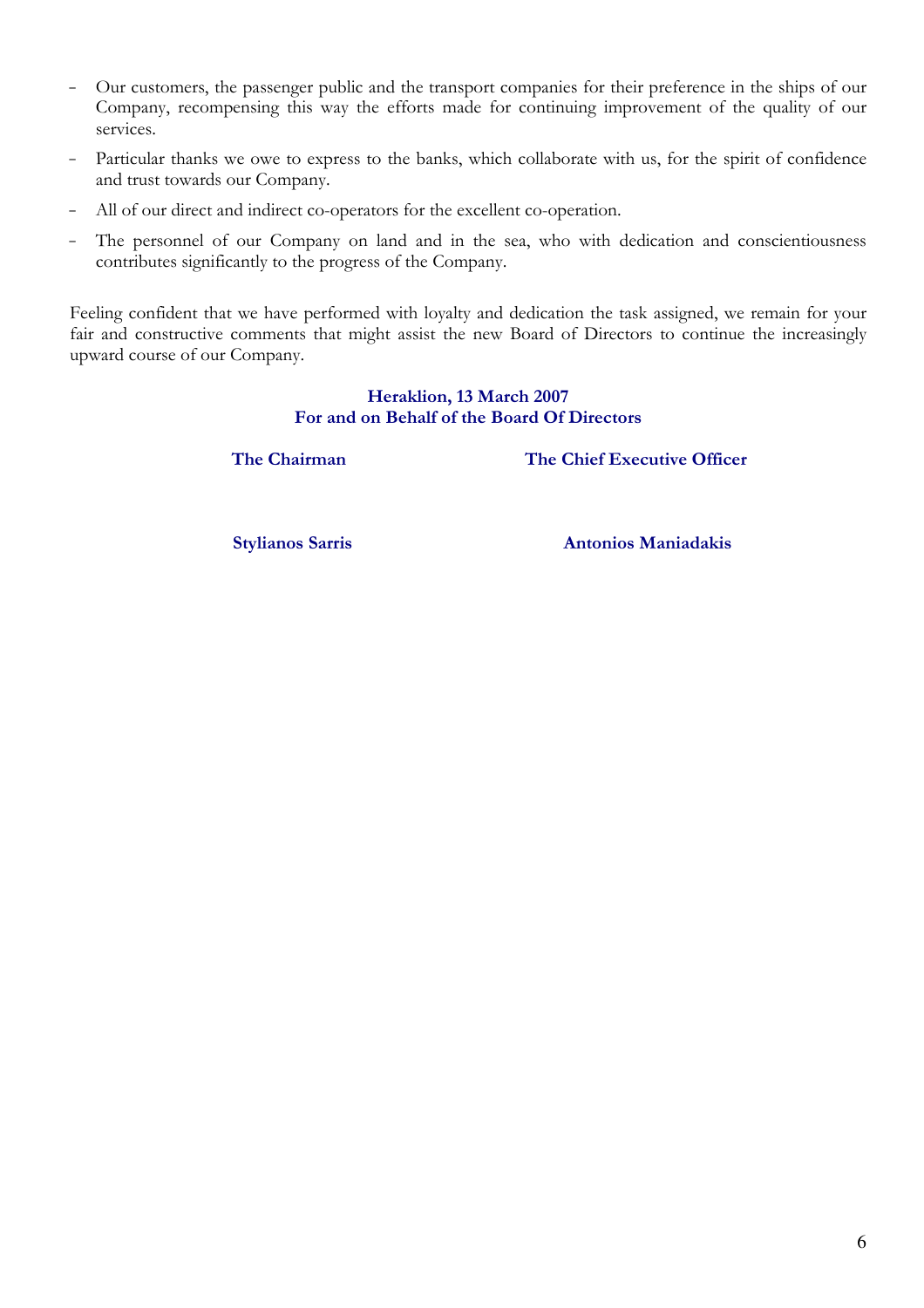- Our customers, the passenger public and the transport companies for their preference in the ships of our Company, recompensing this way the efforts made for continuing improvement of the quality of our services.
- Particular thanks we owe to express to the banks, which collaborate with us, for the spirit of confidence and trust towards our Company.
- All of our direct and indirect co-operators for the excellent co-operation.
- The personnel of our Company on land and in the sea, who with dedication and conscientiousness contributes significantly to the progress of the Company.

Feeling confident that we have performed with loyalty and dedication the task assigned, we remain for your fair and constructive comments that might assist the new Board of Directors to continue the increasingly upward course of our Company.

**Heraklion, 13 March 2007**
**For and on Behalf of the Board Of Directors**

| **The Chairman** | **The Chief Executive Officer** |
|---|---|
| **Stylianos Sarris** | **Antonios Maniadakis** |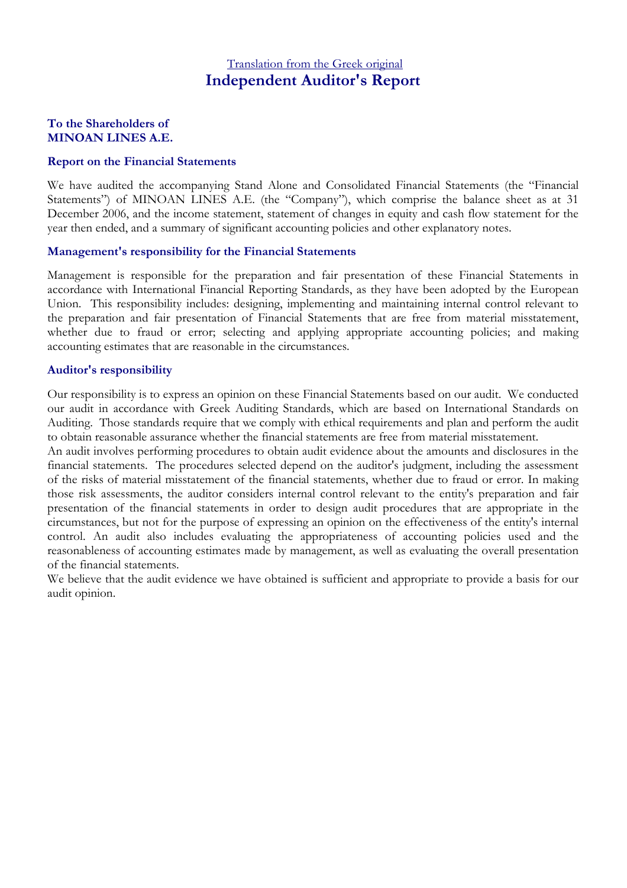Translation from the Greek original

# Independent Auditor's Report

**To the Shareholders of**
**MINOAN LINES A.E.**

## Report on the Financial Statements

We have audited the accompanying Stand Alone and Consolidated Financial Statements (the "Financial Statements") of MINOAN LINES A.E. (the "Company"), which comprise the balance sheet as at 31 December 2006, and the income statement, statement of changes in equity and cash flow statement for the year then ended, and a summary of significant accounting policies and other explanatory notes.

## Management's responsibility for the Financial Statements

Management is responsible for the preparation and fair presentation of these Financial Statements in accordance with International Financial Reporting Standards, as they have been adopted by the European Union. This responsibility includes: designing, implementing and maintaining internal control relevant to the preparation and fair presentation of Financial Statements that are free from material misstatement, whether due to fraud or error; selecting and applying appropriate accounting policies; and making accounting estimates that are reasonable in the circumstances.

## Auditor's responsibility

Our responsibility is to express an opinion on these Financial Statements based on our audit. We conducted our audit in accordance with Greek Auditing Standards, which are based on International Standards on Auditing. Those standards require that we comply with ethical requirements and plan and perform the audit to obtain reasonable assurance whether the financial statements are free from material misstatement.
An audit involves performing procedures to obtain audit evidence about the amounts and disclosures in the financial statements. The procedures selected depend on the auditor's judgment, including the assessment of the risks of material misstatement of the financial statements, whether due to fraud or error. In making those risk assessments, the auditor considers internal control relevant to the entity's preparation and fair presentation of the financial statements in order to design audit procedures that are appropriate in the circumstances, but not for the purpose of expressing an opinion on the effectiveness of the entity's internal control. An audit also includes evaluating the appropriateness of accounting policies used and the reasonableness of accounting estimates made by management, as well as evaluating the overall presentation of the financial statements.
We believe that the audit evidence we have obtained is sufficient and appropriate to provide a basis for our audit opinion.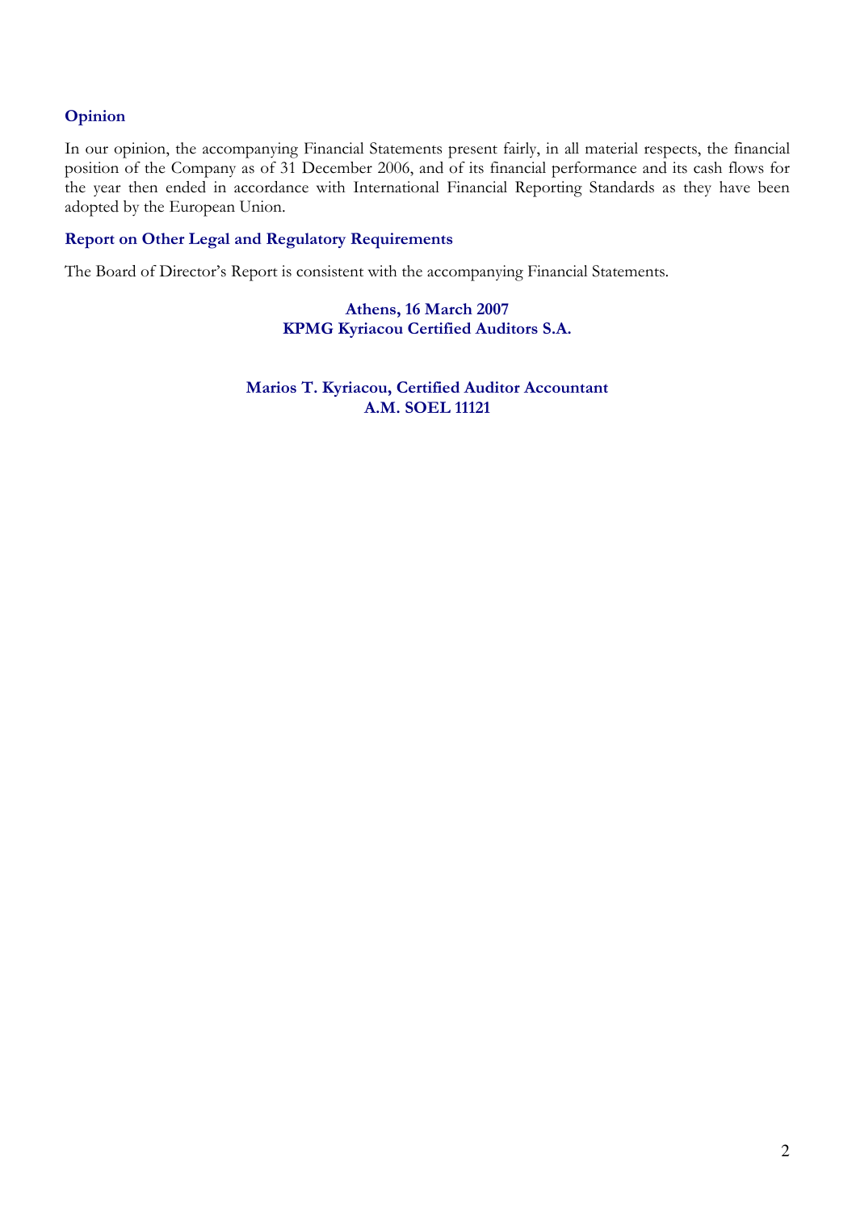### Opinion

In our opinion, the accompanying Financial Statements present fairly, in all material respects, the financial position of the Company as of 31 December 2006, and of its financial performance and its cash flows for the year then ended in accordance with International Financial Reporting Standards as they have been adopted by the European Union.

### Report on Other Legal and Regulatory Requirements

The Board of Director's Report is consistent with the accompanying Financial Statements.

**Athens, 16 March 2007**
**KPMG Kyriacou Certified Auditors S.A.**

**Marios T. Kyriacou, Certified Auditor Accountant**
**A.M. SOEL 11121**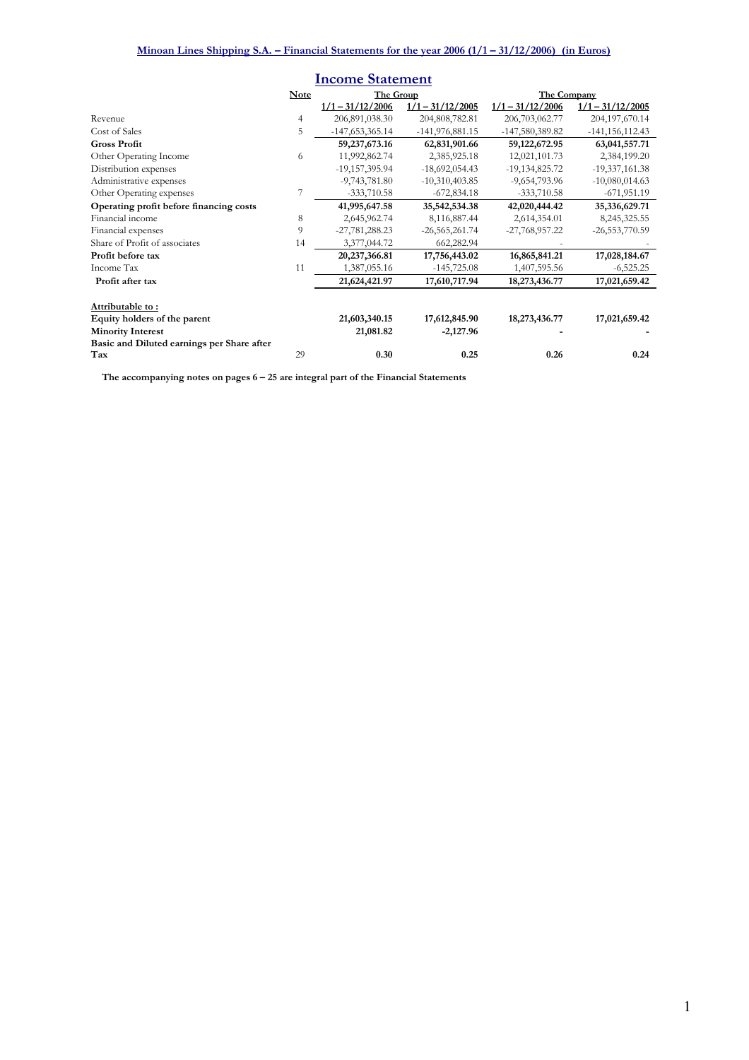## Minoan Lines Shipping S.A. – Financial Statements for the year 2006 (1/1 – 31/12/2006) (in Euros)

# Income Statement

| | Note | The Group | | The Company | |
|---|---|---|---|---|---|
| | | 1/1 – 31/12/2006 | 1/1 – 31/12/2005 | 1/1 – 31/12/2006 | 1/1 – 31/12/2005 |
| Revenue | 4 | 206,891,038.30 | 204,808,782.81 | 206,703,062.77 | 204,197,670.14 |
| Cost of Sales | 5 | -147,653,365.14 | -141,976,881.15 | -147,580,389.82 | -141,156,112.43 |
| **Gross Profit** | | **59,237,673.16** | **62,831,901.66** | **59,122,672.95** | **63,041,557.71** |
| Other Operating Income | 6 | 11,992,862.74 | 2,385,925.18 | 12,021,101.73 | 2,384,199.20 |
| Distribution expenses | | -19,157,395.94 | -18,692,054.43 | -19,134,825.72 | -19,337,161.38 |
| Administrative expenses | | -9,743,781.80 | -10,310,403.85 | -9,654,793.96 | -10,080,014.63 |
| Other Operating expenses | 7 | -333,710.58 | -672,834.18 | -333,710.58 | -671,951.19 |
| **Operating profit before financing costs** | | **41,995,647.58** | **35,542,534.38** | **42,020,444.42** | **35,336,629.71** |
| Financial income | 8 | 2,645,962.74 | 8,116,887.44 | 2,614,354.01 | 8,245,325.55 |
| Financial expenses | 9 | -27,781,288.23 | -26,565,261.74 | -27,768,957.22 | -26,553,770.59 |
| Share of Profit of associates | 14 | 3,377,044.72 | 662,282.94 | - | - |
| **Profit before tax** | | **20,237,366.81** | **17,756,443.02** | **16,865,841.21** | **17,028,184.67** |
| Income Tax | 11 | 1,387,055.16 | -145,725.08 | 1,407,595.56 | -6,525.25 |
| **Profit after tax** | | **21,624,421.97** | **17,610,717.94** | **18,273,436.77** | **17,021,659.42** |
| | | | | | |
| **Attributable to :** | | | | | |
| **Equity holders of the parent** | | **21,603,340.15** | **17,612,845.90** | **18,273,436.77** | **17,021,659.42** |
| **Minority Interest** | | **21,081.82** | **-2,127.96** | **-** | **-** |
| **Basic and Diluted earnings per Share after Tax** | 29 | **0.30** | **0.25** | **0.26** | **0.24** |

**The accompanying notes on pages 6 – 25 are integral part of the Financial Statements**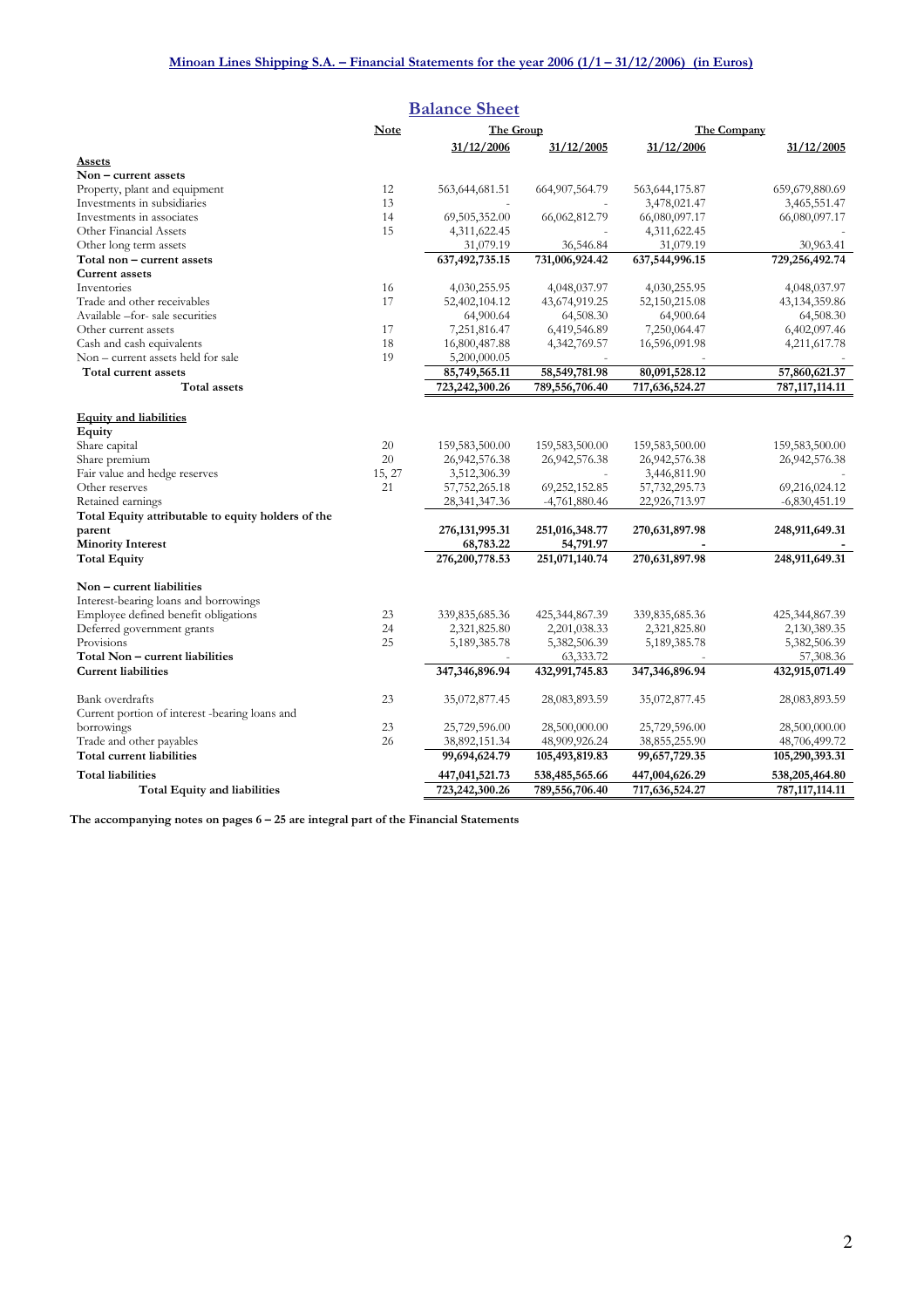## Minoan Lines Shipping S.A. – Financial Statements for the year 2006 (1/1 – 31/12/2006) (in Euros)

### Balance Sheet

| | Note | The Group | | The Company | |
|---|---|---|---|---|---|
| | | 31/12/2006 | 31/12/2005 | 31/12/2006 | 31/12/2005 |
| **Assets** | | | | | |
| **Non – current assets** | | | | | |
| Property, plant and equipment | 12 | 563,644,681.51 | 664,907,564.79 | 563,644,175.87 | 659,679,880.69 |
| Investments in subsidiaries | 13 | - | - | 3,478,021.47 | 3,465,551.47 |
| Investments in associates | 14 | 69,505,352.00 | 66,062,812.79 | 66,080,097.17 | 66,080,097.17 |
| Other Financial Assets | 15 | 4,311,622.45 | - | 4,311,622.45 | - |
| Other long term assets | | 31,079.19 | 36,546.84 | 31,079.19 | 30,963.41 |
| **Total non – current assets** | | **637,492,735.15** | **731,006,924.42** | **637,544,996.15** | **729,256,492.74** |
| **Current assets** | | | | | |
| Inventories | 16 | 4,030,255.95 | 4,048,037.97 | 4,030,255.95 | 4,048,037.97 |
| Trade and other receivables | 17 | 52,402,104.12 | 43,674,919.25 | 52,150,215.08 | 43,134,359.86 |
| Available –for- sale securities | | 64,900.64 | 64,508.30 | 64,900.64 | 64,508.30 |
| Other current assets | 17 | 7,251,816.47 | 6,419,546.89 | 7,250,064.47 | 6,402,097.46 |
| Cash and cash equivalents | 18 | 16,800,487.88 | 4,342,769.57 | 16,596,091.98 | 4,211,617.78 |
| Non – current assets held for sale | 19 | 5,200,000.05 | - | - | - |
| **Total current assets** | | **85,749,565.11** | **58,549,781.98** | **80,091,528.12** | **57,860,621.37** |
| **Total assets** | | **723,242,300.26** | **789,556,706.40** | **717,636,524.27** | **787,117,114.11** |
| | | | | | |
| **Equity and liabilities** | | | | | |
| **Equity** | | | | | |
| Share capital | 20 | 159,583,500.00 | 159,583,500.00 | 159,583,500.00 | 159,583,500.00 |
| Share premium | 20 | 26,942,576.38 | 26,942,576.38 | 26,942,576.38 | 26,942,576.38 |
| Fair value and hedge reserves | 15, 27 | 3,512,306.39 | - | 3,446,811.90 | - |
| Other reserves | 21 | 57,752,265.18 | 69,252,152.85 | 57,732,295.73 | 69,216,024.12 |
| Retained earnings | | 28,341,347.36 | -4,761,880.46 | 22,926,713.97 | -6,830,451.19 |
| **Total Equity attributable to equity holders of the parent** | | **276,131,995.31** | **251,016,348.77** | **270,631,897.98** | **248,911,649.31** |
| **Minority Interest** | | **68,783.22** | **54,791.97** | **-** | **-** |
| **Total Equity** | | **276,200,778.53** | **251,071,140.74** | **270,631,897.98** | **248,911,649.31** |
| | | | | | |
| **Non – current liabilities** | | | | | |
| Interest-bearing loans and borrowings | | | | | |
| Employee defined benefit obligations | 23 | 339,835,685.36 | 425,344,867.39 | 339,835,685.36 | 425,344,867.39 |
| Deferred government grants | 24 | 2,321,825.80 | 2,201,038.33 | 2,321,825.80 | 2,130,389.35 |
| Provisions | 25 | 5,189,385.78 | 5,382,506.39 | 5,189,385.78 | 5,382,506.39 |
| **Total Non – current liabilities** | | - | 63,333.72 | - | 57,308.36 |
| **Current liabilities** | | **347,346,896.94** | **432,991,745.83** | **347,346,896.94** | **432,915,071.49** |
| | | | | | |
| Bank overdrafts | 23 | 35,072,877.45 | 28,083,893.59 | 35,072,877.45 | 28,083,893.59 |
| Current portion of interest -bearing loans and borrowings | 23 | 25,729,596.00 | 28,500,000.00 | 25,729,596.00 | 28,500,000.00 |
| Trade and other payables | 26 | 38,892,151.34 | 48,909,926.24 | 38,855,255.90 | 48,706,499.72 |
| **Total current liabilities** | | **99,694,624.79** | **105,493,819.83** | **99,657,729.35** | **105,290,393.31** |
| **Total liabilities** | | **447,041,521.73** | **538,485,565.66** | **447,004,626.29** | **538,205,464.80** |
| **Total Equity and liabilities** | | **723,242,300.26** | **789,556,706.40** | **717,636,524.27** | **787,117,114.11** |

**The accompanying notes on pages 6 – 25 are integral part of the Financial Statements**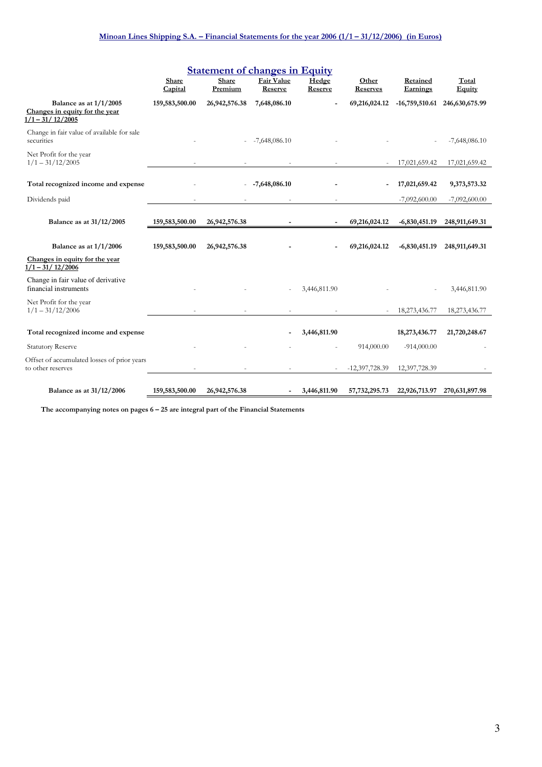## Statement of changes in Equity

| | Share Capital | Share Premium | Fair Value Reserve | Hedge Reserve | Other Reserves | Retained Earnings | Total Equity |
|---|---|---|---|---|---|---|---|
| **Balance as at 1/1/2005** | **159,583,500.00** | **26,942,576.38** | **7,648,086.10** | **-** | **69,216,024.12** | **-16,759,510.61** | **246,630,675.99** |
| **Changes in equity for the year 1/1 – 31/ 12/2005** | | | | | | | |
| Change in fair value of available for sale securities | - | - | -7,648,086.10 | - | - | - | -7,648,086.10 |
| Net Profit for the year 1/1 – 31/12/2005 | - | - | - | - | - | 17,021,659.42 | 17,021,659.42 |
| **Total recognized income and expense** | - | - | **-7,648,086.10** | **-** | **-** | **17,021,659.42** | **9,373,573.32** |
| Dividends paid | - | - | - | - | | -7,092,600.00 | -7,092,600.00 |
| **Balance as at 31/12/2005** | **159,583,500.00** | **26,942,576.38** | **-** | **-** | **69,216,024.12** | **-6,830,451.19** | **248,911,649.31** |
| **Balance as at 1/1/2006** | **159,583,500.00** | **26,942,576.38** | **-** | **-** | **69,216,024.12** | **-6,830,451.19** | **248,911,649.31** |
| **Changes in equity for the year 1/1 – 31/ 12/2006** | | | | | | | |
| Change in fair value of derivative financial instruments | - | - | - | 3,446,811.90 | - | - | 3,446,811.90 |
| Net Profit for the year 1/1 – 31/12/2006 | - | - | - | - | - | 18,273,436.77 | 18,273,436.77 |
| **Total recognized income and expense** | | | **-** | **3,446,811.90** | | **18,273,436.77** | **21,720,248.67** |
| Statutory Reserve | - | - | - | - | 914,000.00 | -914,000.00 | - |
| Offset of accumulated losses of prior years to other reserves | - | - | - | - | -12,397,728.39 | 12,397,728.39 | - |
| **Balance as at 31/12/2006** | **159,583,500.00** | **26,942,576.38** | **-** | **3,446,811.90** | **57,732,295.73** | **22,926,713.97** | **270,631,897.98** |

**The accompanying notes on pages 6 – 25 are integral part of the Financial Statements**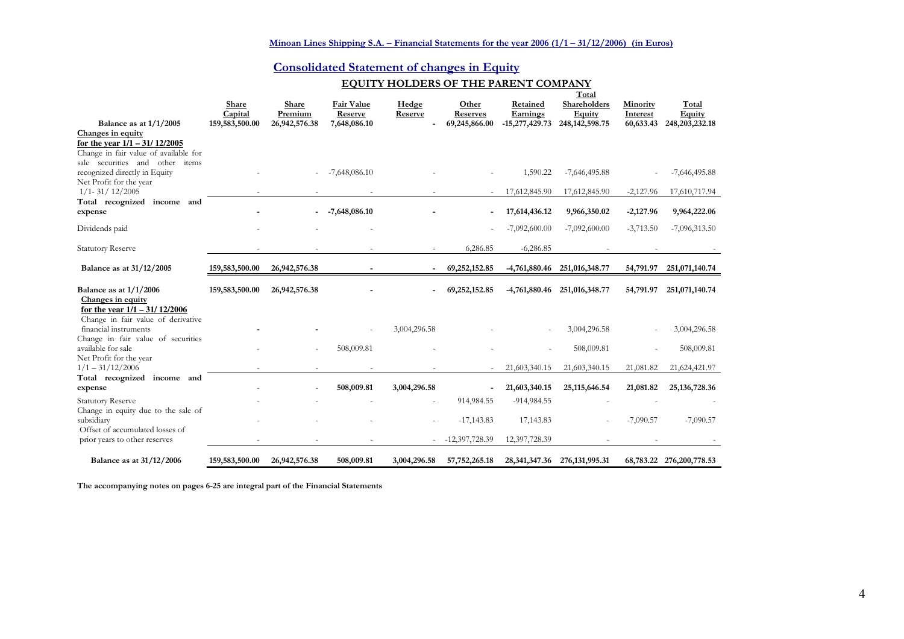**Minoan Lines Shipping S.A. – Financial Statements for the year 2006 (1/1 – 31/12/2006) (in Euros)**

## Consolidated Statement of changes in Equity

### EQUITY HOLDERS OF THE PARENT COMPANY

| | Share Capital | Share Premium | Fair Value Reserve | Hedge Reserve | Other Reserves | Retained Earnings | Total Shareholders Equity | Minority Interest | Total Equity |
|---|---|---|---|---|---|---|---|---|---|
| **Balance as at 1/1/2005** | **159,583,500.00** | **26,942,576.38** | **7,648,086.10** | **-** | **69,245,866.00** | **-15,277,429.73** | **248,142,598.75** | **60,633.43** | **248,203,232.18** |
| **Changes in equity for the year 1/1 – 31/ 12/2005** | | | | | | | | | |
| Change in fair value of available for sale securities and other items recognized directly in Equity | - | - | -7,648,086.10 | - | - | 1,590.22 | -7,646,495.88 | - | -7,646,495.88 |
| Net Profit for the year 1/1- 31/ 12/2005 | - | - | - | - | - | 17,612,845.90 | 17,612,845.90 | -2,127.96 | 17,610,717.94 |
| **Total recognized income and expense** | **-** | **-** | **-7,648,086.10** | **-** | **-** | **17,614,436.12** | **9,966,350.02** | **-2,127.96** | **9,964,222.06** |
| Dividends paid | - | - | - | - | - | -7,092,600.00 | -7,092,600.00 | -3,713.50 | -7,096,313.50 |
| Statutory Reserve | - | - | - | - | 6,286.85 | -6,286.85 | - | - | - |
| **Balance as at 31/12/2005** | **159,583,500.00** | **26,942,576.38** | **-** | **-** | **69,252,152.85** | **-4,761,880.46** | **251,016,348.77** | **54,791.97** | **251,071,140.74** |
| **Balance as at 1/1/2006** | **159,583,500.00** | **26,942,576.38** | **-** | **-** | **69,252,152.85** | **-4,761,880.46** | **251,016,348.77** | **54,791.97** | **251,071,140.74** |
| **Changes in equity for the year 1/1 – 31/ 12/2006** | | | | | | | | | |
| Change in fair value of derivative financial instruments | **-** | **-** | - | 3,004,296.58 | - | - | 3,004,296.58 | - | 3,004,296.58 |
| Change in fair value of securities available for sale | - | - | 508,009.81 | - | - | - | 508,009.81 | - | 508,009.81 |
| Net Profit for the year 1/1 – 31/12/2006 | - | - | - | - | - | 21,603,340.15 | 21,603,340.15 | 21,081.82 | 21,624,421.97 |
| **Total recognized income and expense** | - | - | **508,009.81** | **3,004,296.58** | **-** | **21,603,340.15** | **25,115,646.54** | **21,081.82** | **25,136,728.36** |
| Statutory Reserve | - | - | - | - | 914,984.55 | -914,984.55 | - | - | - |
| Change in equity due to the sale of subsidiary | - | - | - | - | -17,143.83 | 17,143.83 | - | -7,090.57 | -7,090.57 |
| Offset of accumulated losses of prior years to other reserves | - | - | - | - | -12,397,728.39 | 12,397,728.39 | - | - | - |
| **Balance as at 31/12/2006** | **159,583,500.00** | **26,942,576.38** | **508,009.81** | **3,004,296.58** | **57,752,265.18** | **28,341,347.36** | **276,131,995.31** | **68,783.22** | **276,200,778.53** |

**The accompanying notes on pages 6-25 are integral part of the Financial Statements**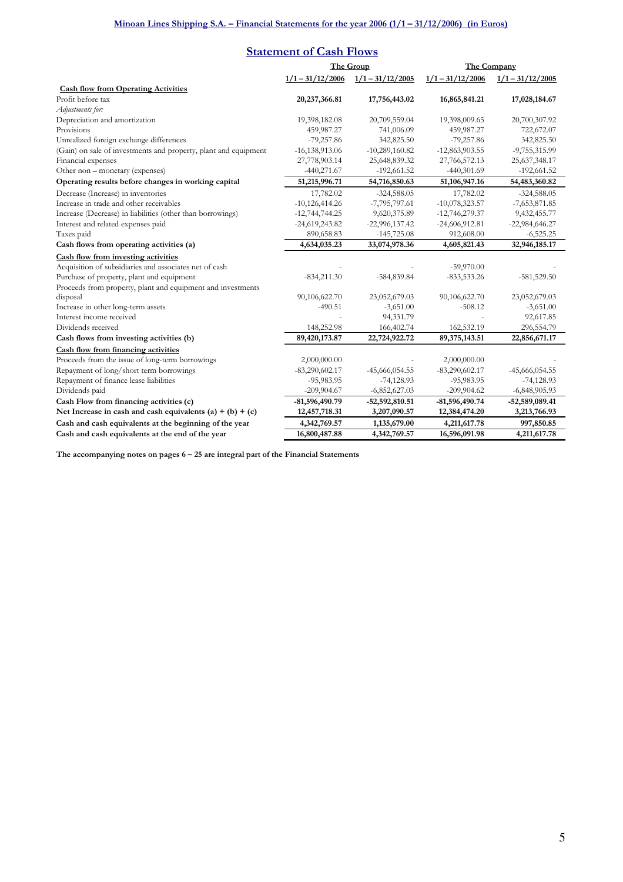# Statement of Cash Flows

| | The Group | | The Company | |
|---|---|---|---|---|
| | 1/1 – 31/12/2006 | 1/1 – 31/12/2005 | 1/1 – 31/12/2006 | 1/1 – 31/12/2005 |
| **Cash flow from Operating Activities** | | | | |
| Profit before tax | **20,237,366.81** | **17,756,443.02** | **16,865,841.21** | **17,028,184.67** |
| *Adjustments for:* | | | | |
| Depreciation and amortization | 19,398,182.08 | 20,709,559.04 | 19,398,009.65 | 20,700,307.92 |
| Provisions | 459,987.27 | 741,006.09 | 459,987.27 | 722,672.07 |
| Unrealized foreign exchange differences | -79,257.86 | 342,825.50 | -79,257.86 | 342,825.50 |
| (Gain) on sale of investments and property, plant and equipment | -16,138,913.06 | -10,289,160.82 | -12,863,903.55 | -9,755,315.99 |
| Financial expenses | 27,778,903.14 | 25,648,839.32 | 27,766,572.13 | 25,637,348.17 |
| Other non – monetary (expenses) | -440,271.67 | -192,661.52 | -440,301.69 | -192,661.52 |
| **Operating results before changes in working capital** | **51,215,996.71** | **54,716,850.63** | **51,106,947.16** | **54,483,360.82** |
| Decrease (Increase) in inventories | 17,782.02 | -324,588.05 | 17,782.02 | -324,588.05 |
| Increase in trade and other receivables | -10,126,414.26 | -7,795,797.61 | -10,078,323.57 | -7,653,871.85 |
| Increase (Decrease) in liabilities (other than borrowings) | -12,744,744.25 | 9,620,375.89 | -12,746,279.37 | 9,432,455.77 |
| Interest and related expenses paid | -24,619,243.82 | -22,996,137.42 | -24,606,912.81 | -22,984,646.27 |
| Taxes paid | 890,658.83 | -145,725.08 | 912,608.00 | -6,525.25 |
| **Cash flows from operating activities (a)** | **4,634,035.23** | **33,074,978.36** | **4,605,821.43** | **32,946,185.17** |
| **Cash flow from investing activities** | | | | |
| Acquisition of subsidiaries and associates net of cash | - | - | -59,970.00 | - |
| Purchase of property, plant and equipment | -834,211.30 | -584,839.84 | -833,533.26 | -581,529.50 |
| Proceeds from property, plant and equipment and investments disposal | 90,106,622.70 | 23,052,679.03 | 90,106,622.70 | 23,052,679.03 |
| Increase in other long-term assets | -490.51 | -3,651.00 | -508.12 | -3,651.00 |
| Interest income received | - | 94,331.79 | - | 92,617.85 |
| Dividends received | 148,252.98 | 166,402.74 | 162,532.19 | 296,554.79 |
| **Cash flows from investing activities (b)** | **89,420,173.87** | **22,724,922.72** | **89,375,143.51** | **22,856,671.17** |
| **Cash flow from financing activities** | | | | |
| Proceeds from the issue of long-term borrowings | 2,000,000.00 | - | 2,000,000.00 | - |
| Repayment of long/short term borrowings | -83,290,602.17 | -45,666,054.55 | -83,290,602.17 | -45,666,054.55 |
| Repayment of finance lease liabilities | -95,983.95 | -74,128.93 | -95,983.95 | -74,128.93 |
| Dividends paid | -209,904.67 | -6,852,627.03 | -209,904.62 | -6,848,905.93 |
| **Cash Flow from financing activities (c)** | **-81,596,490.79** | **-52,592,810.51** | **-81,596,490.74** | **-52,589,089.41** |
| **Net Increase in cash and cash equivalents (a) + (b) + (c)** | **12,457,718.31** | **3,207,090.57** | **12,384,474.20** | **3,213,766.93** |
| **Cash and cash equivalents at the beginning of the year** | **4,342,769.57** | **1,135,679.00** | **4,211,617.78** | **997,850.85** |
| **Cash and cash equivalents at the end of the year** | **16,800,487.88** | **4,342,769.57** | **16,596,091.98** | **4,211,617.78** |

**The accompanying notes on pages 6 – 25 are integral part of the Financial Statements**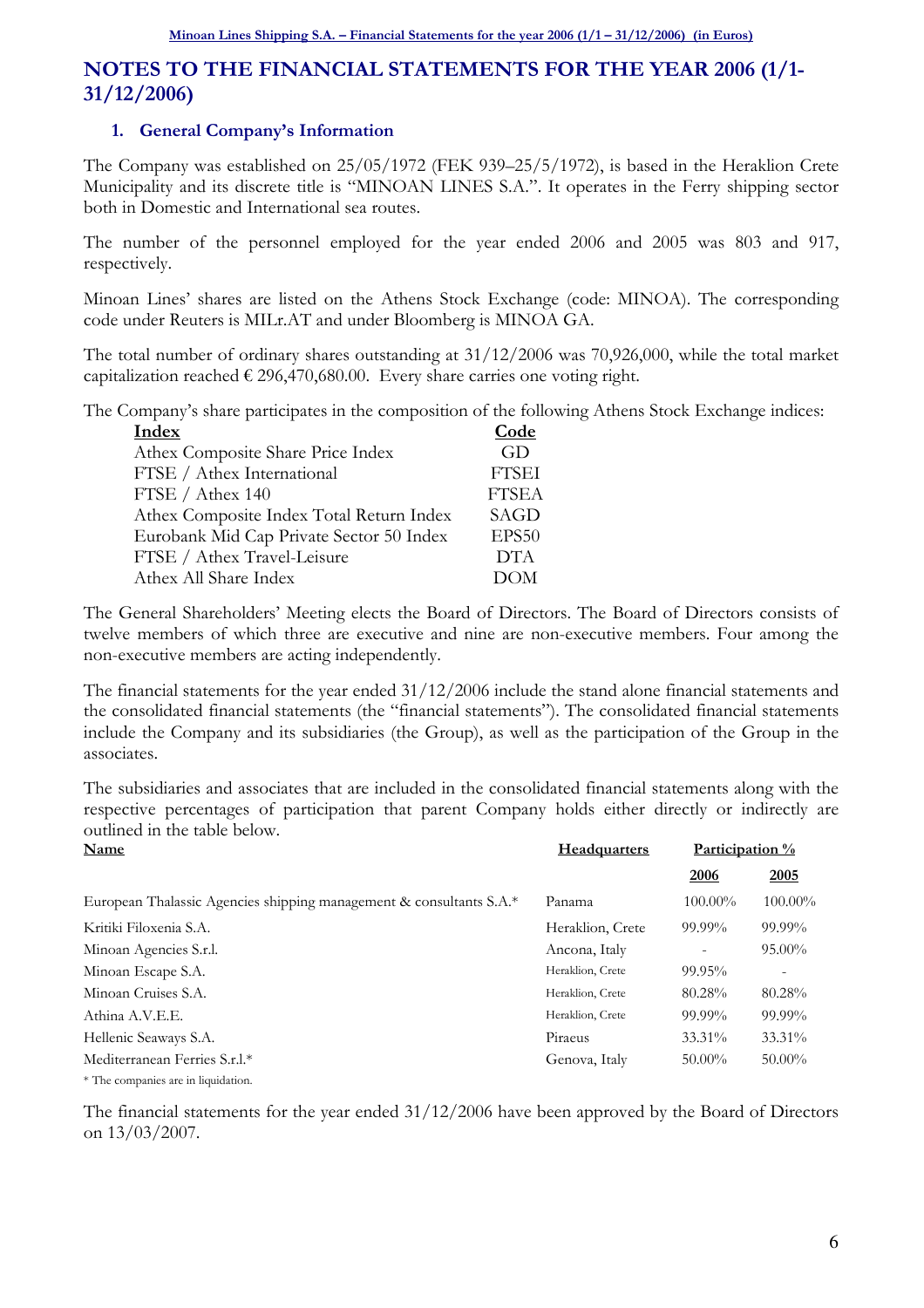# NOTES TO THE FINANCIAL STATEMENTS FOR THE YEAR 2006 (1/1-31/12/2006)

## 1. General Company's Information

The Company was established on 25/05/1972 (FEK 939–25/5/1972), is based in the Heraklion Crete Municipality and its discrete title is "MINOAN LINES S.A.". It operates in the Ferry shipping sector both in Domestic and International sea routes.

The number of the personnel employed for the year ended 2006 and 2005 was 803 and 917, respectively.

Minoan Lines' shares are listed on the Athens Stock Exchange (code: MINOA). The corresponding code under Reuters is MILr.AT and under Bloomberg is MINOA GA.

The total number of ordinary shares outstanding at 31/12/2006 was 70,926,000, while the total market capitalization reached € 296,470,680.00. Every share carries one voting right.

The Company's share participates in the composition of the following Athens Stock Exchange indices:

| Index | Code |
|---|---|
| Athex Composite Share Price Index | GD |
| FTSE / Athex International | FTSEI |
| FTSE / Athex 140 | FTSEA |
| Athex Composite Index Total Return Index | SAGD |
| Eurobank Mid Cap Private Sector 50 Index | EPS50 |
| FTSE / Athex Travel-Leisure | DTA |
| Athex All Share Index | DOM |

The General Shareholders' Meeting elects the Board of Directors. The Board of Directors consists of twelve members of which three are executive and nine are non-executive members. Four among the non-executive members are acting independently.

The financial statements for the year ended 31/12/2006 include the stand alone financial statements and the consolidated financial statements (the "financial statements"). The consolidated financial statements include the Company and its subsidiaries (the Group), as well as the participation of the Group in the associates.

The subsidiaries and associates that are included in the consolidated financial statements along with the respective percentages of participation that parent Company holds either directly or indirectly are outlined in the table below.

| Name | Headquarters | Participation % | |
|---|---|---|---|
| | | 2006 | 2005 |
| European Thalassic Agencies shipping management & consultants S.A.* | Panama | 100.00% | 100.00% |
| Kritiki Filoxenia S.A. | Heraklion, Crete | 99.99% | 99.99% |
| Minoan Agencies S.r.l. | Ancona, Italy | - | 95.00% |
| Minoan Escape S.A. | Heraklion, Crete | 99.95% | - |
| Minoan Cruises S.A. | Heraklion, Crete | 80.28% | 80.28% |
| Athina A.V.E.E. | Heraklion, Crete | 99.99% | 99.99% |
| Hellenic Seaways S.A. | Piraeus | 33.31% | 33.31% |
| Mediterranean Ferries S.r.l.* | Genova, Italy | 50.00% | 50.00% |

\* The companies are in liquidation.

The financial statements for the year ended 31/12/2006 have been approved by the Board of Directors on 13/03/2007.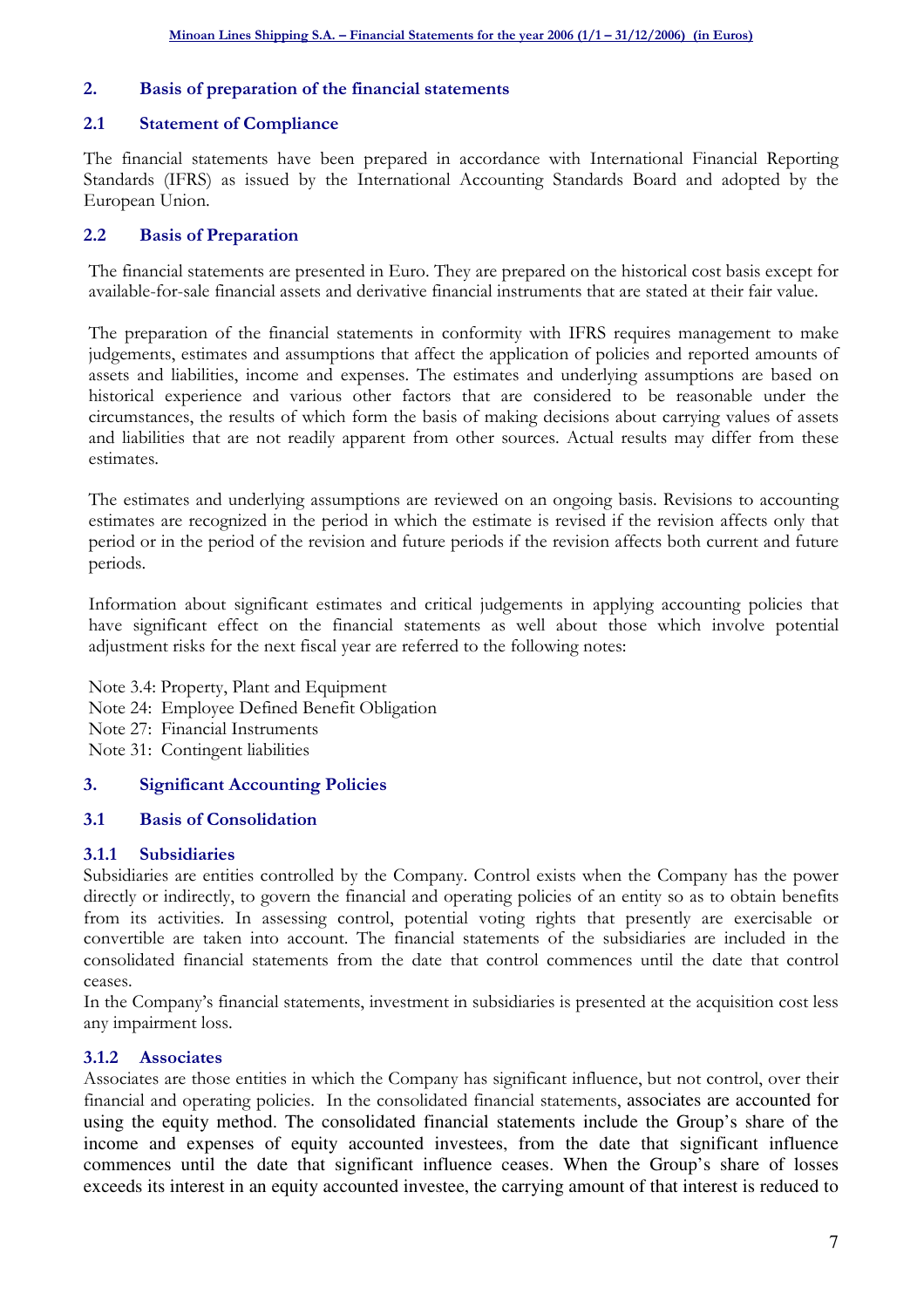## 2. Basis of preparation of the financial statements

### 2.1 Statement of Compliance

The financial statements have been prepared in accordance with International Financial Reporting Standards (IFRS) as issued by the International Accounting Standards Board and adopted by the European Union.

### 2.2 Basis of Preparation

The financial statements are presented in Euro. They are prepared on the historical cost basis except for available-for-sale financial assets and derivative financial instruments that are stated at their fair value.

The preparation of the financial statements in conformity with IFRS requires management to make judgements, estimates and assumptions that affect the application of policies and reported amounts of assets and liabilities, income and expenses. The estimates and underlying assumptions are based on historical experience and various other factors that are considered to be reasonable under the circumstances, the results of which form the basis of making decisions about carrying values of assets and liabilities that are not readily apparent from other sources. Actual results may differ from these estimates.

The estimates and underlying assumptions are reviewed on an ongoing basis. Revisions to accounting estimates are recognized in the period in which the estimate is revised if the revision affects only that period or in the period of the revision and future periods if the revision affects both current and future periods.

Information about significant estimates and critical judgements in applying accounting policies that have significant effect on the financial statements as well about those which involve potential adjustment risks for the next fiscal year are referred to the following notes:

Note 3.4: Property, Plant and Equipment
Note 24: Employee Defined Benefit Obligation
Note 27: Financial Instruments
Note 31: Contingent liabilities

## 3. Significant Accounting Policies

### 3.1 Basis of Consolidation

#### 3.1.1 Subsidiaries

Subsidiaries are entities controlled by the Company. Control exists when the Company has the power directly or indirectly, to govern the financial and operating policies of an entity so as to obtain benefits from its activities. In assessing control, potential voting rights that presently are exercisable or convertible are taken into account. The financial statements of the subsidiaries are included in the consolidated financial statements from the date that control commences until the date that control ceases.
In the Company's financial statements, investment in subsidiaries is presented at the acquisition cost less any impairment loss.

#### 3.1.2 Associates

Associates are those entities in which the Company has significant influence, but not control, over their financial and operating policies. In the consolidated financial statements, associates are accounted for using the equity method. The consolidated financial statements include the Group's share of the income and expenses of equity accounted investees, from the date that significant influence commences until the date that significant influence ceases. When the Group's share of losses exceeds its interest in an equity accounted investee, the carrying amount of that interest is reduced to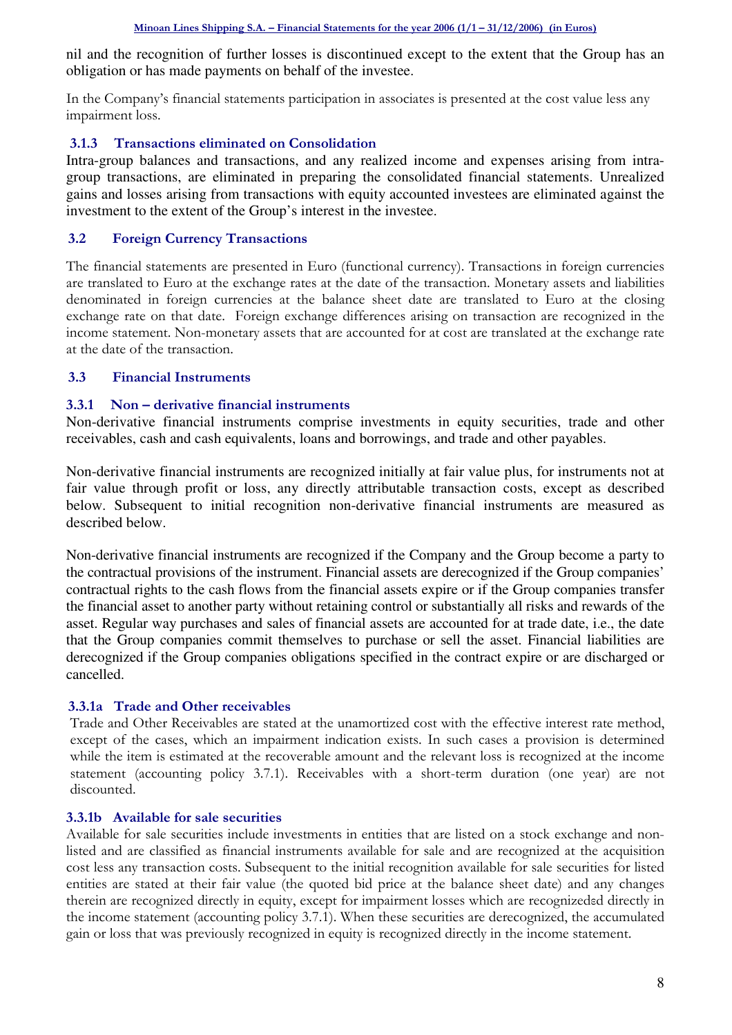nil and the recognition of further losses is discontinued except to the extent that the Group has an obligation or has made payments on behalf of the investee.

In the Company's financial statements participation in associates is presented at the cost value less any impairment loss.

### 3.1.3 Transactions eliminated on Consolidation

Intra-group balances and transactions, and any realized income and expenses arising from intra-group transactions, are eliminated in preparing the consolidated financial statements. Unrealized gains and losses arising from transactions with equity accounted investees are eliminated against the investment to the extent of the Group's interest in the investee.

## 3.2 Foreign Currency Transactions

The financial statements are presented in Euro (functional currency). Transactions in foreign currencies are translated to Euro at the exchange rates at the date of the transaction. Monetary assets and liabilities denominated in foreign currencies at the balance sheet date are translated to Euro at the closing exchange rate on that date. Foreign exchange differences arising on transaction are recognized in the income statement. Non-monetary assets that are accounted for at cost are translated at the exchange rate at the date of the transaction.

## 3.3 Financial Instruments

### 3.3.1 Non – derivative financial instruments

Non-derivative financial instruments comprise investments in equity securities, trade and other receivables, cash and cash equivalents, loans and borrowings, and trade and other payables.

Non-derivative financial instruments are recognized initially at fair value plus, for instruments not at fair value through profit or loss, any directly attributable transaction costs, except as described below. Subsequent to initial recognition non-derivative financial instruments are measured as described below.

Non-derivative financial instruments are recognized if the Company and the Group become a party to the contractual provisions of the instrument. Financial assets are derecognized if the Group companies' contractual rights to the cash flows from the financial assets expire or if the Group companies transfer the financial asset to another party without retaining control or substantially all risks and rewards of the asset. Regular way purchases and sales of financial assets are accounted for at trade date, i.e., the date that the Group companies commit themselves to purchase or sell the asset. Financial liabilities are derecognized if the Group companies obligations specified in the contract expire or are discharged or cancelled.

#### 3.3.1a Trade and Other receivables

Trade and Other Receivables are stated at the unamortized cost with the effective interest rate method, except of the cases, which an impairment indication exists. In such cases a provision is determined while the item is estimated at the recoverable amount and the relevant loss is recognized at the income statement (accounting policy 3.7.1). Receivables with a short-term duration (one year) are not discounted.

#### 3.3.1b Available for sale securities

Available for sale securities include investments in entities that are listed on a stock exchange and non-listed and are classified as financial instruments available for sale and are recognized at the acquisition cost less any transaction costs. Subsequent to the initial recognition available for sale securities for listed entities are stated at their fair value (the quoted bid price at the balance sheet date) and any changes therein are recognized directly in equity, except for impairment losses which are recognizeded directly in the income statement (accounting policy 3.7.1). When these securities are derecognized, the accumulated gain or loss that was previously recognized in equity is recognized directly in the income statement.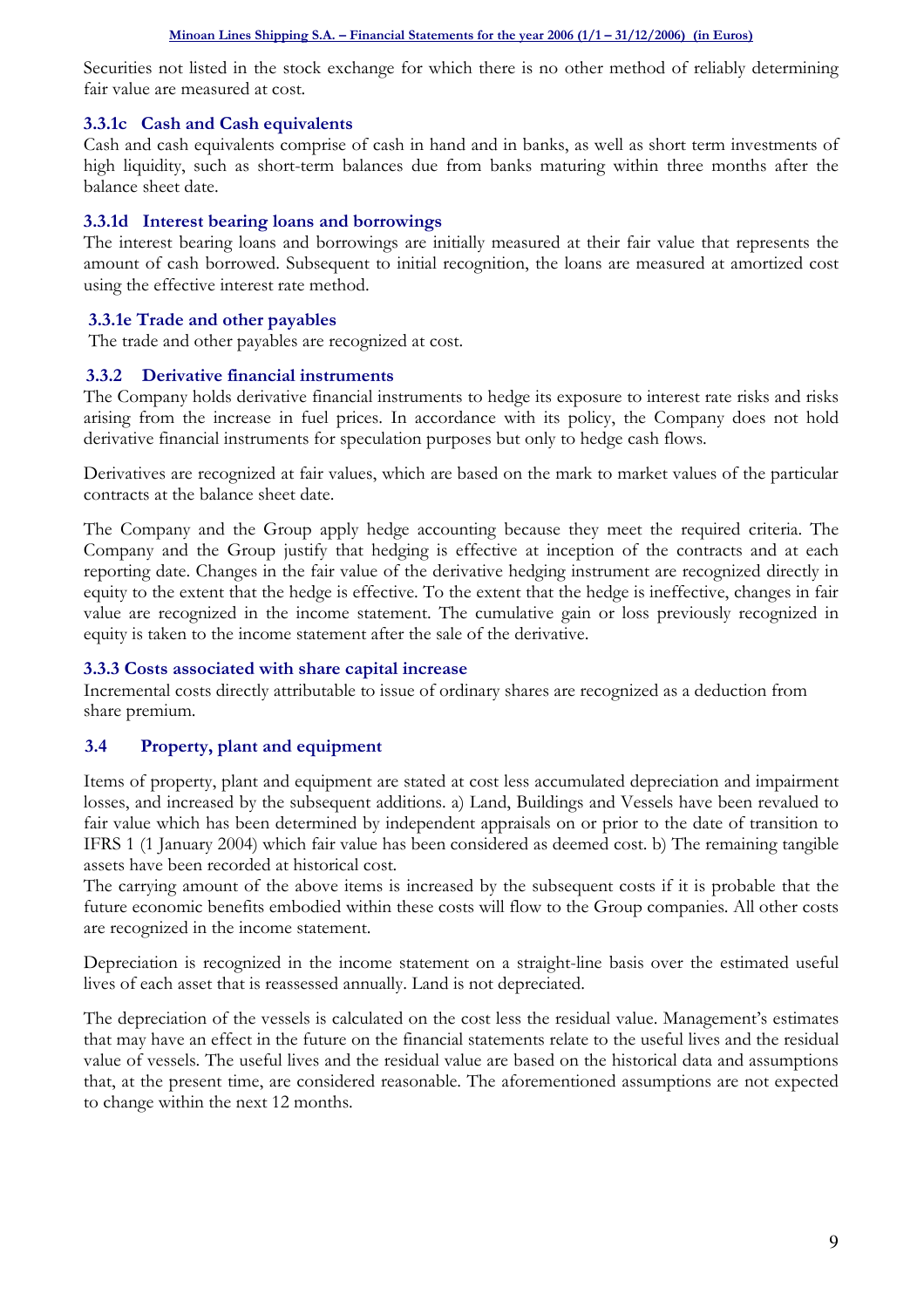Securities not listed in the stock exchange for which there is no other method of reliably determining fair value are measured at cost.

### 3.3.1c Cash and Cash equivalents

Cash and cash equivalents comprise of cash in hand and in banks, as well as short term investments of high liquidity, such as short-term balances due from banks maturing within three months after the balance sheet date.

### 3.3.1d Interest bearing loans and borrowings

The interest bearing loans and borrowings are initially measured at their fair value that represents the amount of cash borrowed. Subsequent to initial recognition, the loans are measured at amortized cost using the effective interest rate method.

### 3.3.1e Trade and other payables

The trade and other payables are recognized at cost.

### 3.3.2 Derivative financial instruments

The Company holds derivative financial instruments to hedge its exposure to interest rate risks and risks arising from the increase in fuel prices. In accordance with its policy, the Company does not hold derivative financial instruments for speculation purposes but only to hedge cash flows.

Derivatives are recognized at fair values, which are based on the mark to market values of the particular contracts at the balance sheet date.

The Company and the Group apply hedge accounting because they meet the required criteria. The Company and the Group justify that hedging is effective at inception of the contracts and at each reporting date. Changes in the fair value of the derivative hedging instrument are recognized directly in equity to the extent that the hedge is effective. To the extent that the hedge is ineffective, changes in fair value are recognized in the income statement. The cumulative gain or loss previously recognized in equity is taken to the income statement after the sale of the derivative.

### 3.3.3 Costs associated with share capital increase

Incremental costs directly attributable to issue of ordinary shares are recognized as a deduction from share premium.

## 3.4 Property, plant and equipment

Items of property, plant and equipment are stated at cost less accumulated depreciation and impairment losses, and increased by the subsequent additions. a) Land, Buildings and Vessels have been revalued to fair value which has been determined by independent appraisals on or prior to the date of transition to IFRS 1 (1 January 2004) which fair value has been considered as deemed cost. b) The remaining tangible assets have been recorded at historical cost.

The carrying amount of the above items is increased by the subsequent costs if it is probable that the future economic benefits embodied within these costs will flow to the Group companies. All other costs are recognized in the income statement.

Depreciation is recognized in the income statement on a straight-line basis over the estimated useful lives of each asset that is reassessed annually. Land is not depreciated.

The depreciation of the vessels is calculated on the cost less the residual value. Management's estimates that may have an effect in the future on the financial statements relate to the useful lives and the residual value of vessels. The useful lives and the residual value are based on the historical data and assumptions that, at the present time, are considered reasonable. The aforementioned assumptions are not expected to change within the next 12 months.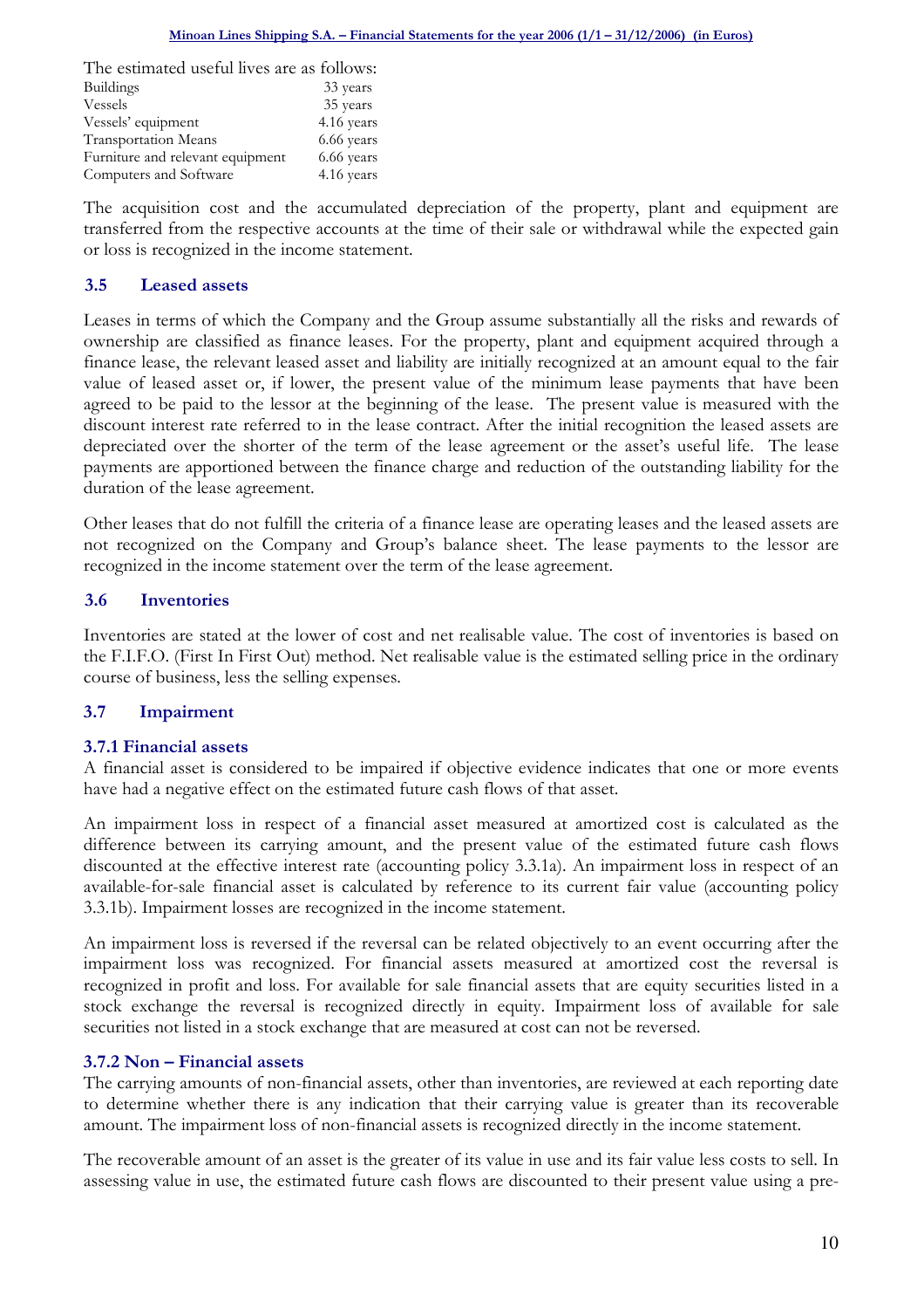The estimated useful lives are as follows:

| | |
|---|---|
| Buildings | 33 years |
| Vessels | 35 years |
| Vessels' equipment | 4.16 years |
| Transportation Means | 6.66 years |
| Furniture and relevant equipment | 6.66 years |
| Computers and Software | 4.16 years |

The acquisition cost and the accumulated depreciation of the property, plant and equipment are transferred from the respective accounts at the time of their sale or withdrawal while the expected gain or loss is recognized in the income statement.

### 3.5 Leased assets

Leases in terms of which the Company and the Group assume substantially all the risks and rewards of ownership are classified as finance leases. For the property, plant and equipment acquired through a finance lease, the relevant leased asset and liability are initially recognized at an amount equal to the fair value of leased asset or, if lower, the present value of the minimum lease payments that have been agreed to be paid to the lessor at the beginning of the lease. The present value is measured with the discount interest rate referred to in the lease contract. After the initial recognition the leased assets are depreciated over the shorter of the term of the lease agreement or the asset's useful life. The lease payments are apportioned between the finance charge and reduction of the outstanding liability for the duration of the lease agreement.

Other leases that do not fulfill the criteria of a finance lease are operating leases and the leased assets are not recognized on the Company and Group's balance sheet. The lease payments to the lessor are recognized in the income statement over the term of the lease agreement.

### 3.6 Inventories

Inventories are stated at the lower of cost and net realisable value. The cost of inventories is based on the F.I.F.O. (First In First Out) method. Net realisable value is the estimated selling price in the ordinary course of business, less the selling expenses.

### 3.7 Impairment

#### 3.7.1 Financial assets

A financial asset is considered to be impaired if objective evidence indicates that one or more events have had a negative effect on the estimated future cash flows of that asset.

An impairment loss in respect of a financial asset measured at amortized cost is calculated as the difference between its carrying amount, and the present value of the estimated future cash flows discounted at the effective interest rate (accounting policy 3.3.1a). An impairment loss in respect of an available-for-sale financial asset is calculated by reference to its current fair value (accounting policy 3.3.1b). Impairment losses are recognized in the income statement.

An impairment loss is reversed if the reversal can be related objectively to an event occurring after the impairment loss was recognized. For financial assets measured at amortized cost the reversal is recognized in profit and loss. For available for sale financial assets that are equity securities listed in a stock exchange the reversal is recognized directly in equity. Impairment loss of available for sale securities not listed in a stock exchange that are measured at cost can not be reversed.

#### 3.7.2 Non – Financial assets

The carrying amounts of non-financial assets, other than inventories, are reviewed at each reporting date to determine whether there is any indication that their carrying value is greater than its recoverable amount. The impairment loss of non-financial assets is recognized directly in the income statement.

The recoverable amount of an asset is the greater of its value in use and its fair value less costs to sell. In assessing value in use, the estimated future cash flows are discounted to their present value using a pre-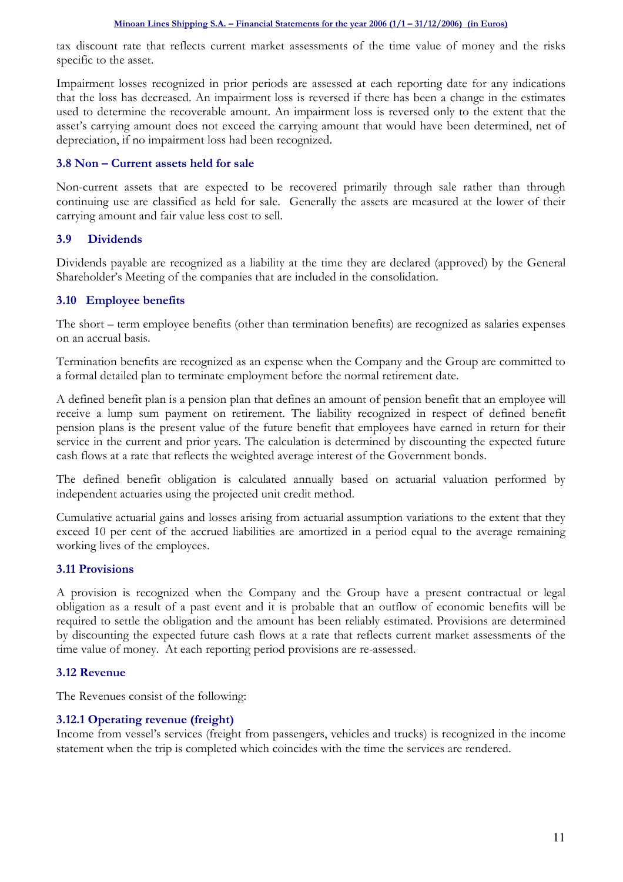tax discount rate that reflects current market assessments of the time value of money and the risks specific to the asset.

Impairment losses recognized in prior periods are assessed at each reporting date for any indications that the loss has decreased. An impairment loss is reversed if there has been a change in the estimates used to determine the recoverable amount. An impairment loss is reversed only to the extent that the asset's carrying amount does not exceed the carrying amount that would have been determined, net of depreciation, if no impairment loss had been recognized.

### 3.8 Non – Current assets held for sale

Non-current assets that are expected to be recovered primarily through sale rather than through continuing use are classified as held for sale. Generally the assets are measured at the lower of their carrying amount and fair value less cost to sell.

### 3.9 Dividends

Dividends payable are recognized as a liability at the time they are declared (approved) by the General Shareholder's Meeting of the companies that are included in the consolidation.

### 3.10 Employee benefits

The short – term employee benefits (other than termination benefits) are recognized as salaries expenses on an accrual basis.

Termination benefits are recognized as an expense when the Company and the Group are committed to a formal detailed plan to terminate employment before the normal retirement date.

A defined benefit plan is a pension plan that defines an amount of pension benefit that an employee will receive a lump sum payment on retirement. The liability recognized in respect of defined benefit pension plans is the present value of the future benefit that employees have earned in return for their service in the current and prior years. The calculation is determined by discounting the expected future cash flows at a rate that reflects the weighted average interest of the Government bonds.

The defined benefit obligation is calculated annually based on actuarial valuation performed by independent actuaries using the projected unit credit method.

Cumulative actuarial gains and losses arising from actuarial assumption variations to the extent that they exceed 10 per cent of the accrued liabilities are amortized in a period equal to the average remaining working lives of the employees.

### 3.11 Provisions

A provision is recognized when the Company and the Group have a present contractual or legal obligation as a result of a past event and it is probable that an outflow of economic benefits will be required to settle the obligation and the amount has been reliably estimated. Provisions are determined by discounting the expected future cash flows at a rate that reflects current market assessments of the time value of money. At each reporting period provisions are re-assessed.

### 3.12 Revenue

The Revenues consist of the following:

#### 3.12.1 Operating revenue (freight)

Income from vessel's services (freight from passengers, vehicles and trucks) is recognized in the income statement when the trip is completed which coincides with the time the services are rendered.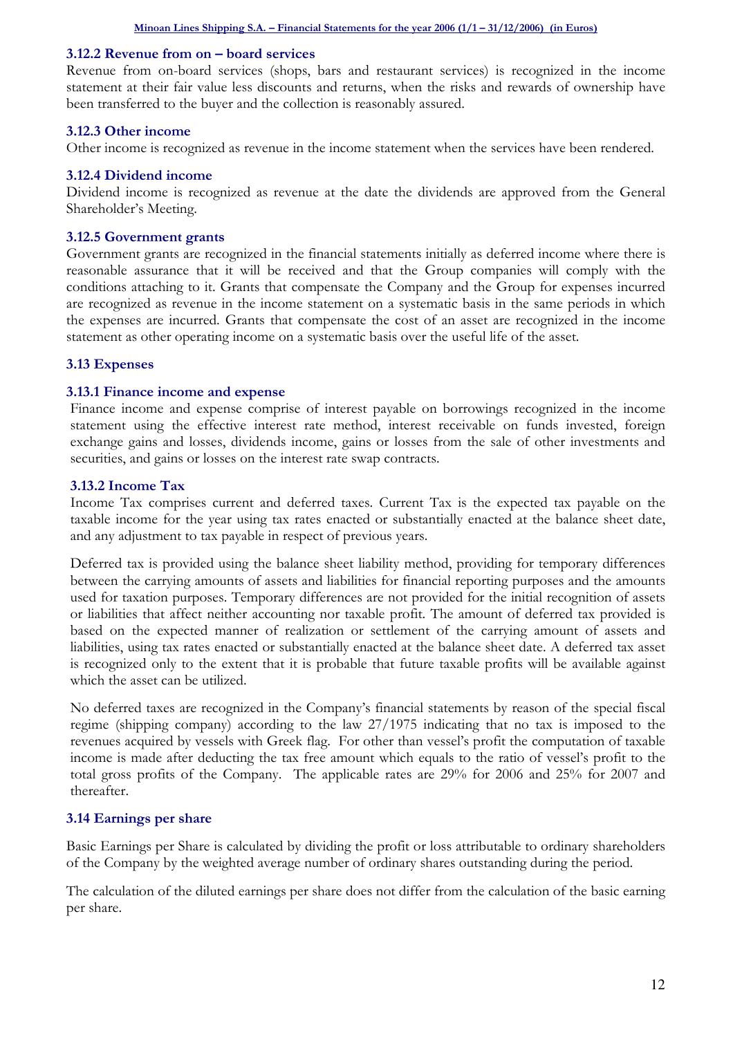### 3.12.2 Revenue from on – board services

Revenue from on-board services (shops, bars and restaurant services) is recognized in the income statement at their fair value less discounts and returns, when the risks and rewards of ownership have been transferred to the buyer and the collection is reasonably assured.

### 3.12.3 Other income

Other income is recognized as revenue in the income statement when the services have been rendered.

### 3.12.4 Dividend income

Dividend income is recognized as revenue at the date the dividends are approved from the General Shareholder's Meeting.

### 3.12.5 Government grants

Government grants are recognized in the financial statements initially as deferred income where there is reasonable assurance that it will be received and that the Group companies will comply with the conditions attaching to it. Grants that compensate the Company and the Group for expenses incurred are recognized as revenue in the income statement on a systematic basis in the same periods in which the expenses are incurred. Grants that compensate the cost of an asset are recognized in the income statement as other operating income on a systematic basis over the useful life of the asset.

## 3.13 Expenses

### 3.13.1 Finance income and expense

Finance income and expense comprise of interest payable on borrowings recognized in the income statement using the effective interest rate method, interest receivable on funds invested, foreign exchange gains and losses, dividends income, gains or losses from the sale of other investments and securities, and gains or losses on the interest rate swap contracts.

### 3.13.2 Income Tax

Income Tax comprises current and deferred taxes. Current Tax is the expected tax payable on the taxable income for the year using tax rates enacted or substantially enacted at the balance sheet date, and any adjustment to tax payable in respect of previous years.

Deferred tax is provided using the balance sheet liability method, providing for temporary differences between the carrying amounts of assets and liabilities for financial reporting purposes and the amounts used for taxation purposes. Temporary differences are not provided for the initial recognition of assets or liabilities that affect neither accounting nor taxable profit. The amount of deferred tax provided is based on the expected manner of realization or settlement of the carrying amount of assets and liabilities, using tax rates enacted or substantially enacted at the balance sheet date. A deferred tax asset is recognized only to the extent that it is probable that future taxable profits will be available against which the asset can be utilized.

No deferred taxes are recognized in the Company's financial statements by reason of the special fiscal regime (shipping company) according to the law 27/1975 indicating that no tax is imposed to the revenues acquired by vessels with Greek flag. For other than vessel's profit the computation of taxable income is made after deducting the tax free amount which equals to the ratio of vessel's profit to the total gross profits of the Company. The applicable rates are 29% for 2006 and 25% for 2007 and thereafter.

## 3.14 Earnings per share

Basic Earnings per Share is calculated by dividing the profit or loss attributable to ordinary shareholders of the Company by the weighted average number of ordinary shares outstanding during the period.

The calculation of the diluted earnings per share does not differ from the calculation of the basic earning per share.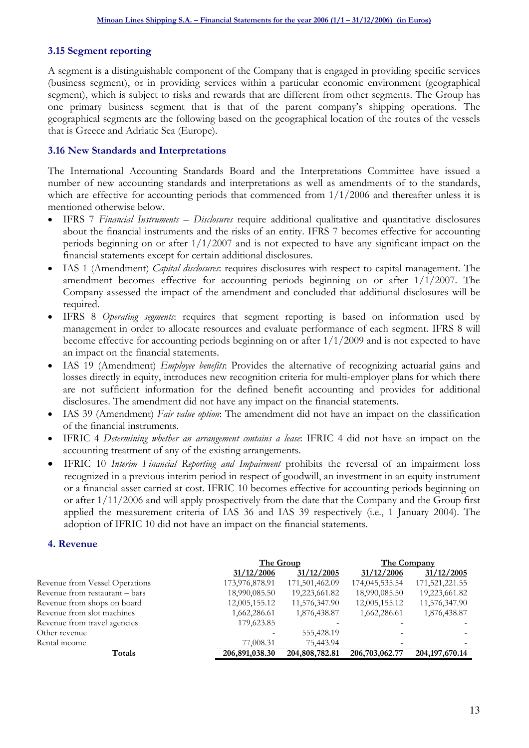### 3.15 Segment reporting

A segment is a distinguishable component of the Company that is engaged in providing specific services (business segment), or in providing services within a particular economic environment (geographical segment), which is subject to risks and rewards that are different from other segments. The Group has one primary business segment that is that of the parent company's shipping operations. The geographical segments are the following based on the geographical location of the routes of the vessels that is Greece and Adriatic Sea (Europe).

### 3.16 New Standards and Interpretations

The International Accounting Standards Board and the Interpretations Committee have issued a number of new accounting standards and interpretations as well as amendments of to the standards, which are effective for accounting periods that commenced from 1/1/2006 and thereafter unless it is mentioned otherwise below.

- IFRS 7 *Financial Instruments – Disclosures* require additional qualitative and quantitative disclosures about the financial instruments and the risks of an entity. IFRS 7 becomes effective for accounting periods beginning on or after 1/1/2007 and is not expected to have any significant impact on the financial statements except for certain additional disclosures.
- IAS 1 (Amendment) *Capital disclosures*: requires disclosures with respect to capital management. The amendment becomes effective for accounting periods beginning on or after 1/1/2007. The Company assessed the impact of the amendment and concluded that additional disclosures will be required.
- IFRS 8 *Operating segments*: requires that segment reporting is based on information used by management in order to allocate resources and evaluate performance of each segment. IFRS 8 will become effective for accounting periods beginning on or after 1/1/2009 and is not expected to have an impact on the financial statements.
- IAS 19 (Amendment) *Employee benefits*: Provides the alternative of recognizing actuarial gains and losses directly in equity, introduces new recognition criteria for multi-employer plans for which there are not sufficient information for the defined benefit accounting and provides for additional disclosures. The amendment did not have any impact on the financial statements.
- IAS 39 (Amendment) *Fair value option*: The amendment did not have an impact on the classification of the financial instruments.
- IFRIC 4 *Determining whether an arrangement contains a lease*: IFRIC 4 did not have an impact on the accounting treatment of any of the existing arrangements.
- IFRIC 10 *Interim Financial Reporting and Impairment* prohibits the reversal of an impairment loss recognized in a previous interim period in respect of goodwill, an investment in an equity instrument or a financial asset carried at cost. IFRIC 10 becomes effective for accounting periods beginning on or after 1/11/2006 and will apply prospectively from the date that the Company and the Group first applied the measurement criteria of IAS 36 and IAS 39 respectively (i.e., 1 January 2004). The adoption of IFRIC 10 did not have an impact on the financial statements.

## 4. Revenue

| | The Group | | The Company | |
|---|---|---|---|---|
| | 31/12/2006 | 31/12/2005 | 31/12/2006 | 31/12/2005 |
| Revenue from Vessel Operations | 173,976,878.91 | 171,501,462.09 | 174,045,535.54 | 171,521,221.55 |
| Revenue from restaurant – bars | 18,990,085.50 | 19,223,661.82 | 18,990,085.50 | 19,223,661.82 |
| Revenue from shops on board | 12,005,155.12 | 11,576,347.90 | 12,005,155.12 | 11,576,347.90 |
| Revenue from slot machines | 1,662,286.61 | 1,876,438.87 | 1,662,286.61 | 1,876,438.87 |
| Revenue from travel agencies | 179,623.85 | - | - | - |
| Other revenue | - | 555,428.19 | - | - |
| Rental income | 77,008.31 | 75,443.94 | - | - |
| **Totals** | **206,891,038.30** | **204,808,782.81** | **206,703,062.77** | **204,197,670.14** |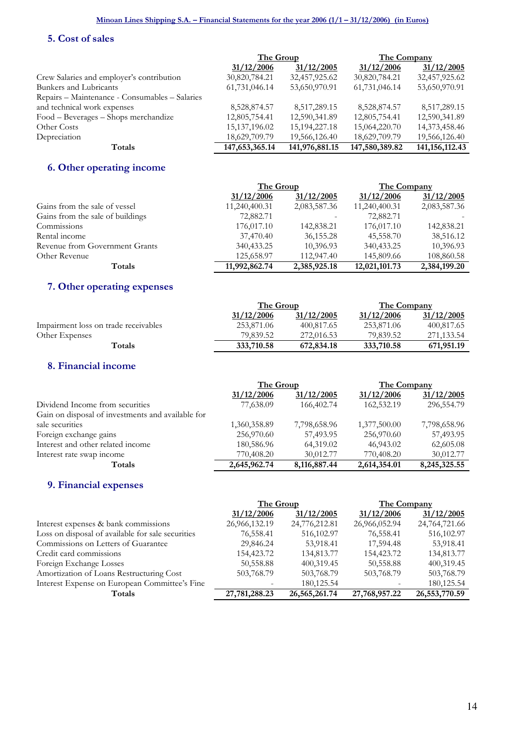## 5. Cost of sales

| | The Group | | The Company | |
|---|---|---|---|---|
| | 31/12/2006 | 31/12/2005 | 31/12/2006 | 31/12/2005 |
| Crew Salaries and employer's contribution | 30,820,784.21 | 32,457,925.62 | 30,820,784.21 | 32,457,925.62 |
| Bunkers and Lubricants | 61,731,046.14 | 53,650,970.91 | 61,731,046.14 | 53,650,970.91 |
| Repairs – Maintenance - Consumables – Salaries and technical work expenses | 8,528,874.57 | 8,517,289.15 | 8,528,874.57 | 8,517,289.15 |
| Food – Beverages – Shops merchandize | 12,805,754.41 | 12,590,341.89 | 12,805,754.41 | 12,590,341.89 |
| Other Costs | 15,137,196.02 | 15,194,227.18 | 15,064,220.70 | 14,373,458.46 |
| Depreciation | 18,629,709.79 | 19,566,126.40 | 18,629,709.79 | 19,566,126.40 |
| **Totals** | **147,653,365.14** | **141,976,881.15** | **147,580,389.82** | **141,156,112.43** |

## 6. Other operating income

| | The Group | | The Company | |
|---|---|---|---|---|
| | 31/12/2006 | 31/12/2005 | 31/12/2006 | 31/12/2005 |
| Gains from the sale of vessel | 11,240,400.31 | 2,083,587.36 | 11,240,400.31 | 2,083,587.36 |
| Gains from the sale of buildings | 72,882.71 | - | 72,882.71 | - |
| Commissions | 176,017.10 | 142,838.21 | 176,017.10 | 142,838.21 |
| Rental income | 37,470.40 | 36,155.28 | 45,558.70 | 38,516.12 |
| Revenue from Government Grants | 340,433.25 | 10,396.93 | 340,433.25 | 10,396.93 |
| Other Revenue | 125,658.97 | 112,947.40 | 145,809.66 | 108,860.58 |
| **Totals** | **11,992,862.74** | **2,385,925.18** | **12,021,101.73** | **2,384,199.20** |

## 7. Other operating expenses

| | The Group | | The Company | |
|---|---|---|---|---|
| | 31/12/2006 | 31/12/2005 | 31/12/2006 | 31/12/2005 |
| Impairment loss on trade receivables | 253,871.06 | 400,817.65 | 253,871.06 | 400,817.65 |
| Other Expenses | 79,839.52 | 272,016.53 | 79,839.52 | 271,133.54 |
| **Totals** | **333,710.58** | **672,834.18** | **333,710.58** | **671,951.19** |

## 8. Financial income

| | The Group | | The Company | |
|---|---|---|---|---|
| | 31/12/2006 | 31/12/2005 | 31/12/2006 | 31/12/2005 |
| Dividend Income from securities | 77,638.09 | 166,402.74 | 162,532.19 | 296,554.79 |
| Gain on disposal of investments and available for sale securities | 1,360,358.89 | 7,798,658.96 | 1,377,500.00 | 7,798,658.96 |
| Foreign exchange gains | 256,970.60 | 57,493.95 | 256,970.60 | 57,493.95 |
| Interest and other related income | 180,586.96 | 64,319.02 | 46,943.02 | 62,605.08 |
| Interest rate swap income | 770,408.20 | 30,012.77 | 770,408.20 | 30,012.77 |
| **Totals** | **2,645,962.74** | **8,116,887.44** | **2,614,354.01** | **8,245,325.55** |

## 9. Financial expenses

| | The Group | | The Company | |
|---|---|---|---|---|
| | 31/12/2006 | 31/12/2005 | 31/12/2006 | 31/12/2005 |
| Interest expenses & bank commissions | 26,966,132.19 | 24,776,212.81 | 26,966,052.94 | 24,764,721.66 |
| Loss on disposal of available for sale securities | 76,558.41 | 516,102.97 | 76,558.41 | 516,102.97 |
| Commissions on Letters of Guarantee | 29,846.24 | 53,918.41 | 17,594.48 | 53,918.41 |
| Credit card commissions | 154,423.72 | 134,813.77 | 154,423.72 | 134,813.77 |
| Foreign Exchange Losses | 50,558.88 | 400,319.45 | 50,558.88 | 400,319.45 |
| Amortization of Loans Restructuring Cost | 503,768.79 | 503,768.79 | 503,768.79 | 503,768.79 |
| Interest Expense on European Committee's Fine | - | 180,125.54 | - | 180,125.54 |
| **Totals** | **27,781,288.23** | **26,565,261.74** | **27,768,957.22** | **26,553,770.59** |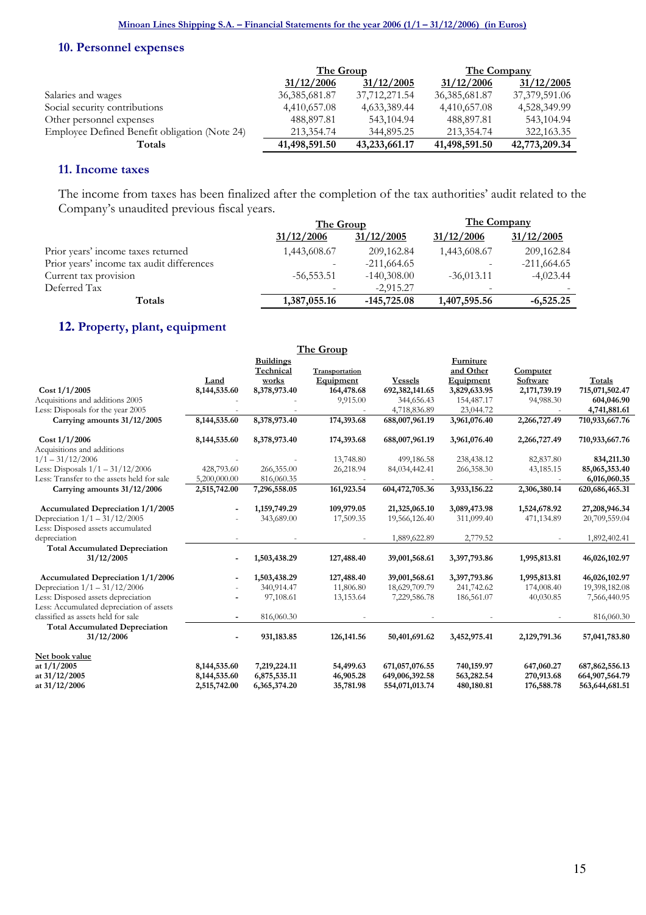## 10. Personnel expenses

| | The Group | | The Company | |
|---|---|---|---|---|
| | 31/12/2006 | 31/12/2005 | 31/12/2006 | 31/12/2005 |
| Salaries and wages | 36,385,681.87 | 37,712,271.54 | 36,385,681.87 | 37,379,591.06 |
| Social security contributions | 4,410,657.08 | 4,633,389.44 | 4,410,657.08 | 4,528,349.99 |
| Other personnel expenses | 488,897.81 | 543,104.94 | 488,897.81 | 543,104.94 |
| Employee Defined Benefit obligation (Note 24) | 213,354.74 | 344,895.25 | 213,354.74 | 322,163.35 |
| **Totals** | **41,498,591.50** | **43,233,661.17** | **41,498,591.50** | **42,773,209.34** |

## 11. Income taxes

The income from taxes has been finalized after the completion of the tax authorities' audit related to the Company's unaudited previous fiscal years.

| | The Group | | The Company | |
|---|---|---|---|---|
| | 31/12/2006 | 31/12/2005 | 31/12/2006 | 31/12/2005 |
| Prior years' income taxes returned | 1,443,608.67 | 209,162.84 | 1,443,608.67 | 209,162.84 |
| Prior years' income tax audit differences | - | -211,664.65 | - | -211,664.65 |
| Current tax provision | -56,553.51 | -140,308.00 | -36,013.11 | -4,023.44 |
| Deferred Tax | - | -2,915.27 | - | - |
| **Totals** | **1,387,055.16** | **-145,725.08** | **1,407,595.56** | **-6,525.25** |

## 12. Property, plant, equipment

**The Group**

| | Land | Buildings Technical works | Transportation Equipment | Vessels | Furniture and Other Equipment | Computer Software | Totals |
|---|---|---|---|---|---|---|---|
| **Cost 1/1/2005** | **8,144,535.60** | **8,378,973.40** | **164,478.68** | **692,382,141.65** | **3,829,633.95** | **2,171,739.19** | **715,071,502.47** |
| Acquisitions and additions 2005 | - | - | 9,915.00 | 344,656.43 | 154,487.17 | 94,988.30 | **604,046.90** |
| Less: Disposals for the year 2005 | - | - | - | 4,718,836.89 | 23,044.72 | - | **4,741,881.61** |
| **Carrying amounts 31/12/2005** | **8,144,535.60** | **8,378,973.40** | **174,393.68** | **688,007,961.19** | **3,961,076.40** | **2,266,727.49** | **710,933,667.76** |
| **Cost 1/1/2006** | **8,144,535.60** | **8,378,973.40** | **174,393.68** | **688,007,961.19** | **3,961,076.40** | **2,266,727.49** | **710,933,667.76** |
| Acquisitions and additions 1/1 – 31/12/2006 | - | - | 13,748.80 | 499,186.58 | 238,438.12 | 82,837.80 | **834,211.30** |
| Less: Disposals 1/1 – 31/12/2006 | 428,793.60 | 266,355.00 | 26,218.94 | 84,034,442.41 | 266,358.30 | 43,185.15 | **85,065,353.40** |
| Less: Transfer to the assets held for sale | 5,200,000.00 | 816,060.35 | | | | | **6,016,060.35** |
| **Carrying amounts 31/12/2006** | **2,515,742.00** | **7,296,558.05** | **161,923.54** | **604,472,705.36** | **3,933,156.22** | **2,306,380.14** | **620,686,465.31** |
| **Accumulated Depreciation 1/1/2005** | **-** | **1,159,749.29** | **109,979.05** | **21,325,065.10** | **3,089,473.98** | **1,524,678.92** | **27,208,946.34** |
| Depreciation 1/1 – 31/12/2005 | - | 343,689.00 | 17,509.35 | 19,566,126.40 | 311,099.40 | 471,134.89 | 20,709,559.04 |
| Less: Disposed assets accumulated depreciation | - | - | - | 1,889,622.89 | 2,779.52 | - | 1,892,402.41 |
| **Total Accumulated Depreciation 31/12/2005** | **-** | **1,503,438.29** | **127,488.40** | **39,001,568.61** | **3,397,793.86** | **1,995,813.81** | **46,026,102.97** |
| **Accumulated Depreciation 1/1/2006** | **-** | **1,503,438.29** | **127,488.40** | **39,001,568.61** | **3,397,793.86** | **1,995,813.81** | **46,026,102.97** |
| Depreciation 1/1 – 31/12/2006 | - | 340,914.47 | 11,806.80 | 18,629,709.79 | 241,742.62 | 174,008.40 | 19,398,182.08 |
| Less: Disposed assets depreciation | - | 97,108.61 | 13,153.64 | 7,229,586.78 | 186,561.07 | 40,030.85 | 7,566,440.95 |
| Less: Accumulated depreciation of assets classified as assets held for sale | - | 816,060.30 | - | - | - | - | 816,060.30 |
| **Total Accumulated Depreciation 31/12/2006** | **-** | **931,183.85** | **126,141.56** | **50,401,691.62** | **3,452,975.41** | **2,129,791.36** | **57,041,783.80** |
| **Net book value** | | | | | | | |
| **at 1/1/2005** | **8,144,535.60** | **7,219,224.11** | **54,499.63** | **671,057,076.55** | **740,159.97** | **647,060.27** | **687,862,556.13** |
| **at 31/12/2005** | **8,144,535.60** | **6,875,535.11** | **46,905.28** | **649,006,392.58** | **563,282.54** | **270,913.68** | **664,907,564.79** |
| **at 31/12/2006** | **2,515,742.00** | **6,365,374.20** | **35,781.98** | **554,071,013.74** | **480,180.81** | **176,588.78** | **563,644,681.51** |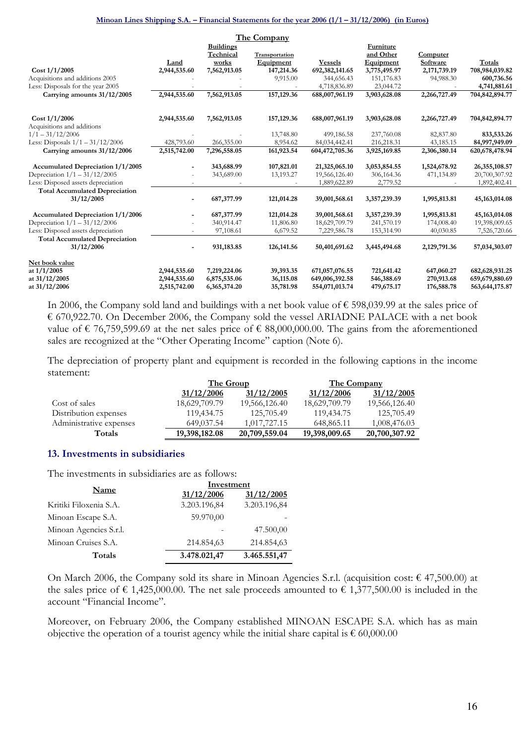**The Company**

| | Land | Buildings Technical works | Transportation Equipment | Vessels | Furniture and Other Equipment | Computer Software | Totals |
|---|---|---|---|---|---|---|---|
| **Cost 1/1/2005** | **2,944,535.60** | **7,562,913.05** | **147,214.36** | **692,382,141.65** | **3,775,495.97** | **2,171,739.19** | **708,984,039.82** |
| Acquisitions and additions 2005 | - | - | 9,915.00 | 344,656.43 | 151,176.83 | 94,988.30 | 600,736.56 |
| Less: Disposals for the year 2005 | - | - | - | 4,718,836.89 | 23,044.72 | - | 4,741,881.61 |
| **Carrying amounts 31/12/2005** | **2,944,535.60** | **7,562,913.05** | **157,129.36** | **688,007,961.19** | **3,903,628.08** | **2,266,727.49** | **704,842,894.77** |
| **Cost 1/1/2006** | **2,944,535.60** | **7,562,913.05** | **157,129.36** | **688,007,961.19** | **3,903,628.08** | **2,266,727.49** | **704,842,894.77** |
| Acquisitions and additions 1/1 – 31/12/2006 | - | - | 13,748.80 | 499,186.58 | 237,760.08 | 82,837.80 | **833,533.26** |
| Less: Disposals 1/1 – 31/12/2006 | 428,793.60 | 266,355.00 | 8,954.62 | 84,034,442.41 | 216,218.31 | 43,185.15 | **84,997,949.09** |
| **Carrying amounts 31/12/2006** | **2,515,742.00** | **7,296,558.05** | **161,923.54** | **604,472,705.36** | **3,925,169.85** | **2,306,380.14** | **620,678,478.94** |
| **Accumulated Depreciation 1/1/2005** | - | **343,688.99** | **107,821.01** | **21,325,065.10** | **3,053,854.55** | **1,524,678.92** | **26,355,108.57** |
| Depreciation 1/1 – 31/12/2005 | - | 343,689.00 | 13,193.27 | 19,566,126.40 | 306,164.36 | 471,134.89 | 20,700,307.92 |
| Less: Disposed assets depreciation | - | - | - | 1,889,622.89 | 2,779.52 | - | 1,892,402.41 |
| **Total Accumulated Depreciation 31/12/2005** | - | **687,377.99** | **121,014.28** | **39,001,568.61** | **3,357,239.39** | **1,995,813.81** | **45,163,014.08** |
| **Accumulated Depreciation 1/1/2006** | - | **687,377.99** | **121,014.28** | **39,001,568.61** | **3,357,239.39** | **1,995,813.81** | **45,163,014.08** |
| Depreciation 1/1 – 31/12/2006 | - | 340,914.47 | 11,806.80 | 18,629,709.79 | 241,570.19 | 174,008.40 | 19,398,009.65 |
| Less: Disposed assets depreciation | - | 97,108.61 | 6,679.52 | 7,229,586.78 | 153,314.90 | 40,030.85 | 7,526,720.66 |
| **Total Accumulated Depreciation 31/12/2006** | - | **931,183.85** | **126,141.56** | **50,401,691.62** | **3,445,494.68** | **2,129,791.36** | **57,034,303.07** |
| **Net book value** | | | | | | | |
| **at 1/1/2005** | **2,944,535.60** | **7,219,224.06** | **39,393.35** | **671,057,076.55** | **721,641.42** | **647,060.27** | **682,628,931.25** |
| **at 31/12/2005** | **2,944,535.60** | **6,875,535.06** | **36,115.08** | **649,006,392.58** | **546,388.69** | **270,913.68** | **659,679,880.69** |
| **at 31/12/2006** | **2,515,742.00** | **6,365,374.20** | **35,781.98** | **554,071,013.74** | **479,675.17** | **176,588.78** | **563,644,175.87** |

In 2006, the Company sold land and buildings with a net book value of € 598,039.99 at the sales price of € 670,922.70. On December 2006, the Company sold the vessel ARIADNE PALACE with a net book value of € 76,759,599.69 at the net sales price of € 88,000,000.00. The gains from the aforementioned sales are recognized at the "Other Operating Income" caption (Note 6).

The depreciation of property plant and equipment is recorded in the following captions in the income statement:

| | The Group | | The Company | |
|---|---|---|---|---|
| | 31/12/2006 | 31/12/2005 | 31/12/2006 | 31/12/2005 |
| Cost of sales | 18,629,709.79 | 19,566,126.40 | 18,629,709.79 | 19,566,126.40 |
| Distribution expenses | 119,434.75 | 125,705.49 | 119,434.75 | 125,705.49 |
| Administrative expenses | 649,037.54 | 1,017,727.15 | 648,865.11 | 1,008,476.03 |
| **Totals** | **19,398,182.08** | **20,709,559.04** | **19,398,009.65** | **20,700,307.92** |

## 13. Investments in subsidiaries

The investments in subsidiaries are as follows:

| Name | Investment | |
|---|---|---|
| | 31/12/2006 | 31/12/2005 |
| Kritiki Filoxenia S.A. | 3.203.196,84 | 3.203.196,84 |
| Minoan Escape S.A. | 59.970,00 | - |
| Minoan Agencies S.r.l. | - | 47.500,00 |
| Minoan Cruises S.A. | 214.854,63 | 214.854,63 |
| **Totals** | **3.478.021,47** | **3.465.551,47** |

On March 2006, the Company sold its share in Minoan Agencies S.r.l. (acquisition cost: € 47,500.00) at the sales price of € 1,425,000.00. The net sale proceeds amounted to € 1,377,500.00 is included in the account "Financial Income".

Moreover, on February 2006, the Company established MINOAN ESCAPE S.A. which has as main objective the operation of a tourist agency while the initial share capital is € 60,000.00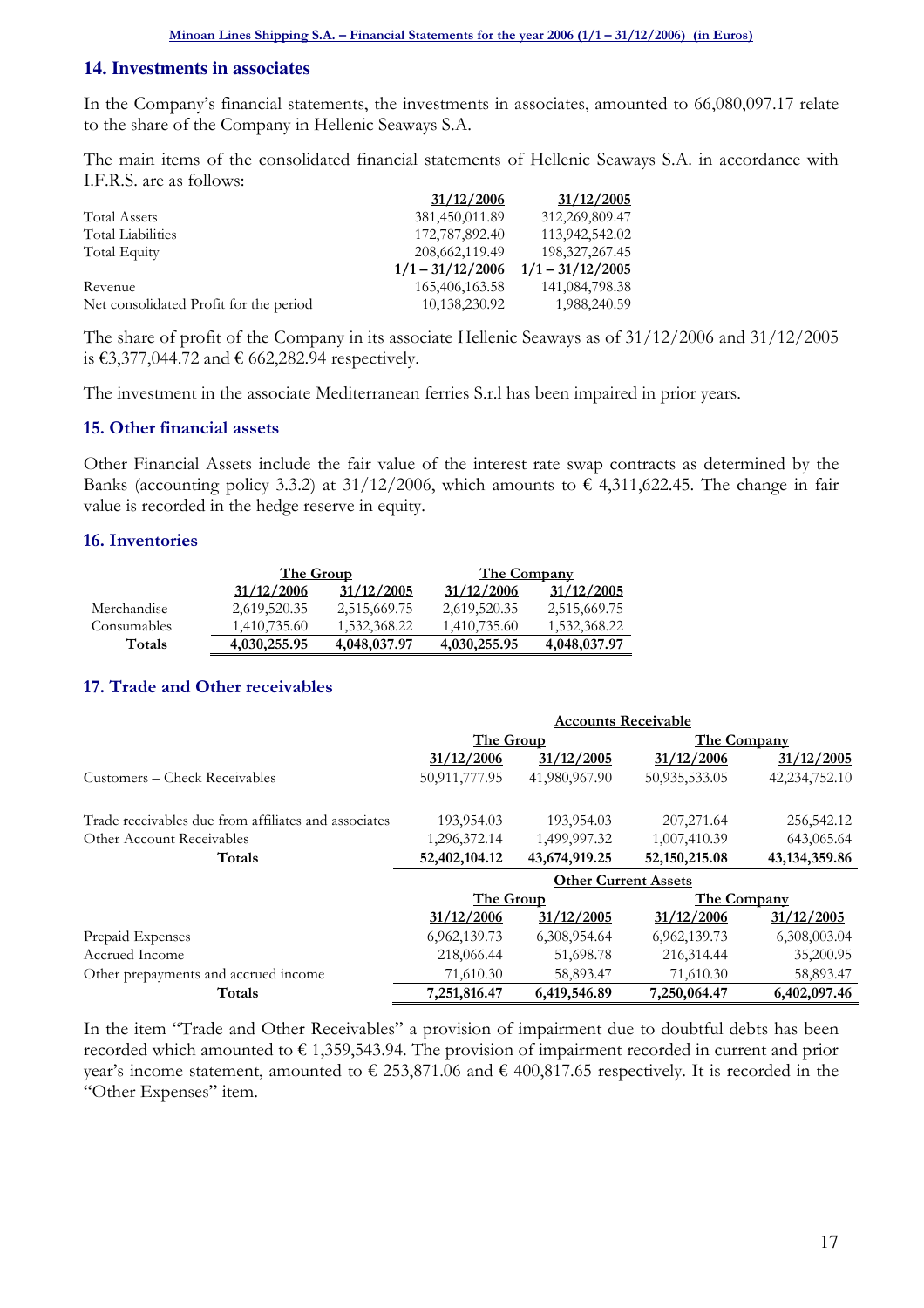## 14. Investments in associates

In the Company's financial statements, the investments in associates, amounted to 66,080,097.17 relate to the share of the Company in Hellenic Seaways S.A.

The main items of the consolidated financial statements of Hellenic Seaways S.A. in accordance with I.F.R.S. are as follows:

| | 31/12/2006 | 31/12/2005 |
|---|---|---|
| Total Assets | 381,450,011.89 | 312,269,809.47 |
| Total Liabilities | 172,787,892.40 | 113,942,542.02 |
| Total Equity | 208,662,119.49 | 198,327,267.45 |
| | 1/1 – 31/12/2006 | 1/1 – 31/12/2005 |
| Revenue | 165,406,163.58 | 141,084,798.38 |
| Net consolidated Profit for the period | 10,138,230.92 | 1,988,240.59 |

The share of profit of the Company in its associate Hellenic Seaways as of 31/12/2006 and 31/12/2005 is €3,377,044.72 and € 662,282.94 respectively.

The investment in the associate Mediterranean ferries S.r.l has been impaired in prior years.

## 15. Other financial assets

Other Financial Assets include the fair value of the interest rate swap contracts as determined by the Banks (accounting policy 3.3.2) at 31/12/2006, which amounts to € 4,311,622.45. The change in fair value is recorded in the hedge reserve in equity.

## 16. Inventories

| | The Group | | The Company | |
|---|---|---|---|---|
| | 31/12/2006 | 31/12/2005 | 31/12/2006 | 31/12/2005 |
| Merchandise | 2,619,520.35 | 2,515,669.75 | 2,619,520.35 | 2,515,669.75 |
| Consumables | 1,410,735.60 | 1,532,368.22 | 1,410,735.60 | 1,532,368.22 |
| **Totals** | **4,030,255.95** | **4,048,037.97** | **4,030,255.95** | **4,048,037.97** |

## 17. Trade and Other receivables

| | Accounts Receivable | | | |
|---|---|---|---|---|
| | The Group | | The Company | |
| | 31/12/2006 | 31/12/2005 | 31/12/2006 | 31/12/2005 |
| Customers – Check Receivables | 50,911,777.95 | 41,980,967.90 | 50,935,533.05 | 42,234,752.10 |
| Trade receivables due from affiliates and associates | 193,954.03 | 193,954.03 | 207,271.64 | 256,542.12 |
| Other Account Receivables | 1,296,372.14 | 1,499,997.32 | 1,007,410.39 | 643,065.64 |
| **Totals** | **52,402,104.12** | **43,674,919.25** | **52,150,215.08** | **43,134,359.86** |
| | **Other Current Assets** | | | |
| | The Group | | The Company | |
| | 31/12/2006 | 31/12/2005 | 31/12/2006 | 31/12/2005 |
| Prepaid Expenses | 6,962,139.73 | 6,308,954.64 | 6,962,139.73 | 6,308,003.04 |
| Accrued Income | 218,066.44 | 51,698.78 | 216,314.44 | 35,200.95 |
| Other prepayments and accrued income | 71,610.30 | 58,893.47 | 71,610.30 | 58,893.47 |
| **Totals** | **7,251,816.47** | **6,419,546.89** | **7,250,064.47** | **6,402,097.46** |

In the item "Trade and Other Receivables" a provision of impairment due to doubtful debts has been recorded which amounted to € 1,359,543.94. The provision of impairment recorded in current and prior year's income statement, amounted to € 253,871.06 and € 400,817.65 respectively. It is recorded in the "Other Expenses" item.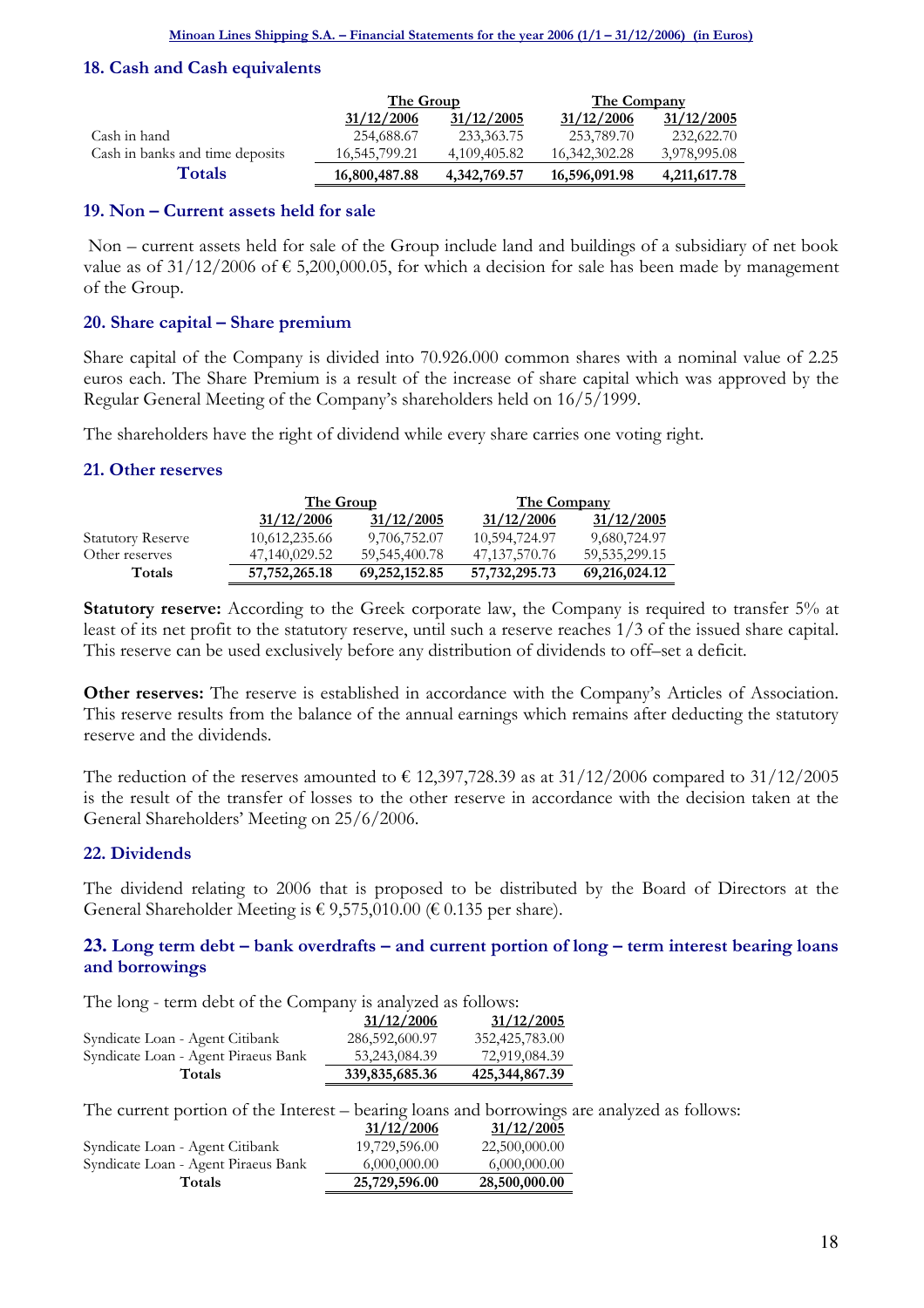## 18. Cash and Cash equivalents

| | The Group | | The Company | |
|---|---|---|---|---|
| | 31/12/2006 | 31/12/2005 | 31/12/2006 | 31/12/2005 |
| Cash in hand | 254,688.67 | 233,363.75 | 253,789.70 | 232,622.70 |
| Cash in banks and time deposits | 16,545,799.21 | 4,109,405.82 | 16,342,302.28 | 3,978,995.08 |
| **Totals** | **16,800,487.88** | **4,342,769.57** | **16,596,091.98** | **4,211,617.78** |

## 19. Non – Current assets held for sale

Non – current assets held for sale of the Group include land and buildings of a subsidiary of net book value as of 31/12/2006 of € 5,200,000.05, for which a decision for sale has been made by management of the Group.

## 20. Share capital – Share premium

Share capital of the Company is divided into 70.926.000 common shares with a nominal value of 2.25 euros each. The Share Premium is a result of the increase of share capital which was approved by the Regular General Meeting of the Company's shareholders held on 16/5/1999.

The shareholders have the right of dividend while every share carries one voting right.

## 21. Other reserves

| | The Group | | The Company | |
|---|---|---|---|---|
| | 31/12/2006 | 31/12/2005 | 31/12/2006 | 31/12/2005 |
| Statutory Reserve | 10,612,235.66 | 9,706,752.07 | 10,594,724.97 | 9,680,724.97 |
| Other reserves | 47,140,029.52 | 59,545,400.78 | 47,137,570.76 | 59,535,299.15 |
| **Totals** | **57,752,265.18** | **69,252,152.85** | **57,732,295.73** | **69,216,024.12** |

**Statutory reserve:** According to the Greek corporate law, the Company is required to transfer 5% at least of its net profit to the statutory reserve, until such a reserve reaches 1/3 of the issued share capital. This reserve can be used exclusively before any distribution of dividends to off–set a deficit.

**Other reserves:** The reserve is established in accordance with the Company's Articles of Association. This reserve results from the balance of the annual earnings which remains after deducting the statutory reserve and the dividends.

The reduction of the reserves amounted to € 12,397,728.39 as at 31/12/2006 compared to 31/12/2005 is the result of the transfer of losses to the other reserve in accordance with the decision taken at the General Shareholders' Meeting on 25/6/2006.

## 22. Dividends

The dividend relating to 2006 that is proposed to be distributed by the Board of Directors at the General Shareholder Meeting is € 9,575,010.00 (€ 0.135 per share).

## 23. Long term debt – bank overdrafts – and current portion of long – term interest bearing loans and borrowings

The long - term debt of the Company is analyzed as follows:

| | 31/12/2006 | 31/12/2005 |
|---|---|---|
| Syndicate Loan - Agent Citibank | 286,592,600.97 | 352,425,783.00 |
| Syndicate Loan - Agent Piraeus Bank | 53,243,084.39 | 72,919,084.39 |
| **Totals** | **339,835,685.36** | **425,344,867.39** |

The current portion of the Interest – bearing loans and borrowings are analyzed as follows:

| | 31/12/2006 | 31/12/2005 |
|---|---|---|
| Syndicate Loan - Agent Citibank | 19,729,596.00 | 22,500,000.00 |
| Syndicate Loan - Agent Piraeus Bank | 6,000,000.00 | 6,000,000.00 |
| **Totals** | **25,729,596.00** | **28,500,000.00** |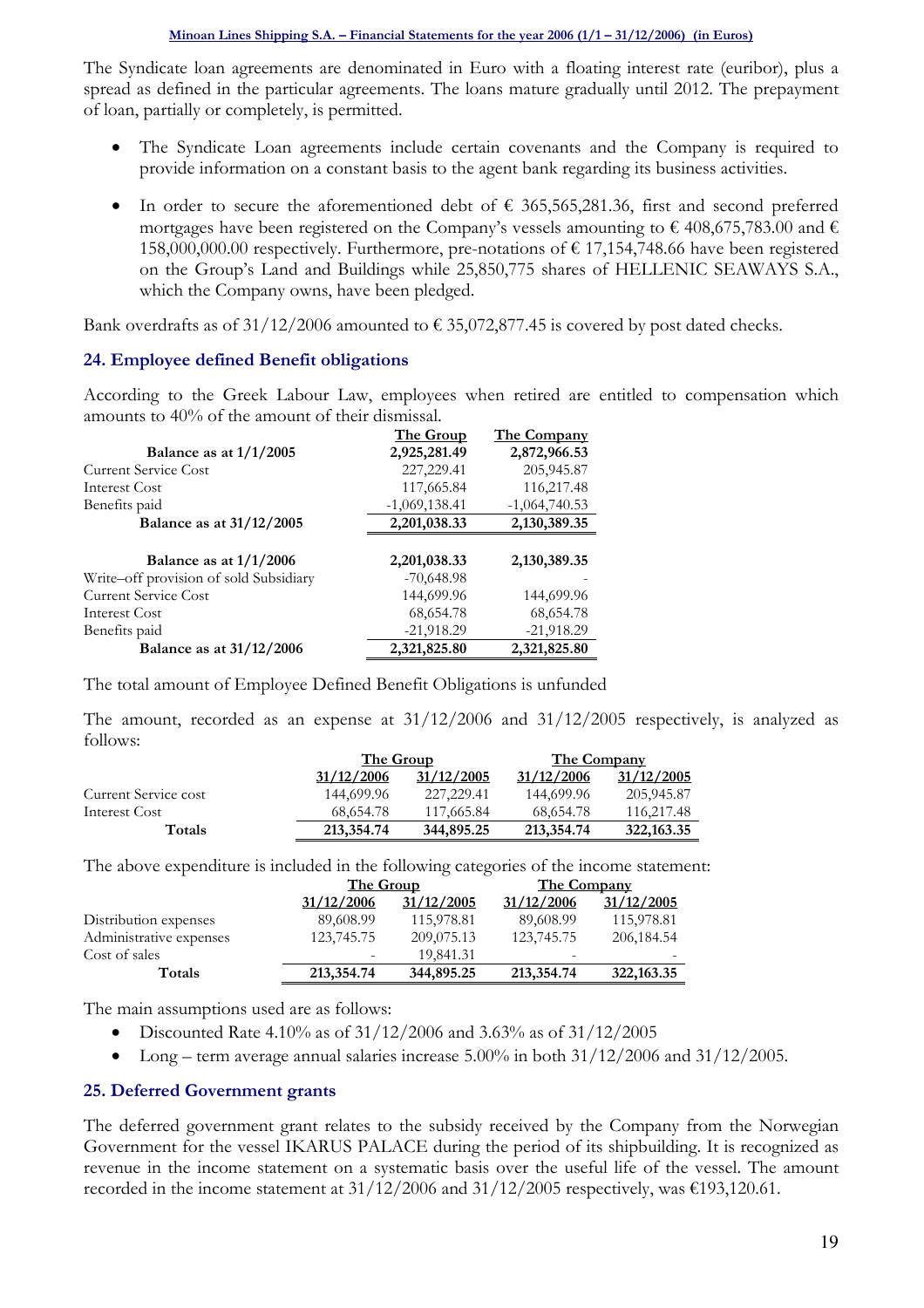The Syndicate loan agreements are denominated in Euro with a floating interest rate (euribor), plus a spread as defined in the particular agreements. The loans mature gradually until 2012. The prepayment of loan, partially or completely, is permitted.

- The Syndicate Loan agreements include certain covenants and the Company is required to provide information on a constant basis to the agent bank regarding its business activities.
- In order to secure the aforementioned debt of € 365,565,281.36, first and second preferred mortgages have been registered on the Company's vessels amounting to € 408,675,783.00 and € 158,000,000.00 respectively. Furthermore, pre-notations of € 17,154,748.66 have been registered on the Group's Land and Buildings while 25,850,775 shares of HELLENIC SEAWAYS S.A., which the Company owns, have been pledged.

Bank overdrafts as of 31/12/2006 amounted to € 35,072,877.45 is covered by post dated checks.

## 24. Employee defined Benefit obligations

According to the Greek Labour Law, employees when retired are entitled to compensation which amounts to 40% of the amount of their dismissal.

| | The Group | The Company |
|---|---|---|
| **Balance as at 1/1/2005** | **2,925,281.49** | **2,872,966.53** |
| Current Service Cost | 227,229.41 | 205,945.87 |
| Interest Cost | 117,665.84 | 116,217.48 |
| Benefits paid | -1,069,138.41 | -1,064,740.53 |
| **Balance as at 31/12/2005** | **2,201,038.33** | **2,130,389.35** |
| | | |
| **Balance as at 1/1/2006** | **2,201,038.33** | **2,130,389.35** |
| Write–off provision of sold Subsidiary | -70,648.98 | - |
| Current Service Cost | 144,699.96 | 144,699.96 |
| Interest Cost | 68,654.78 | 68,654.78 |
| Benefits paid | -21,918.29 | -21,918.29 |
| **Balance as at 31/12/2006** | **2,321,825.80** | **2,321,825.80** |

The total amount of Employee Defined Benefit Obligations is unfunded

The amount, recorded as an expense at 31/12/2006 and 31/12/2005 respectively, is analyzed as follows:

| | The Group | | The Company | |
|---|---|---|---|---|
| | 31/12/2006 | 31/12/2005 | 31/12/2006 | 31/12/2005 |
| Current Service cost | 144,699.96 | 227,229.41 | 144,699.96 | 205,945.87 |
| Interest Cost | 68,654.78 | 117,665.84 | 68,654.78 | 116,217.48 |
| **Totals** | **213,354.74** | **344,895.25** | **213,354.74** | **322,163.35** |

The above expenditure is included in the following categories of the income statement:

| | The Group | | The Company | |
|---|---|---|---|---|
| | 31/12/2006 | 31/12/2005 | 31/12/2006 | 31/12/2005 |
| Distribution expenses | 89,608.99 | 115,978.81 | 89,608.99 | 115,978.81 |
| Administrative expenses | 123,745.75 | 209,075.13 | 123,745.75 | 206,184.54 |
| Cost of sales | - | 19,841.31 | - | - |
| **Totals** | **213,354.74** | **344,895.25** | **213,354.74** | **322,163.35** |

The main assumptions used are as follows:

- Discounted Rate 4.10% as of 31/12/2006 and 3.63% as of 31/12/2005
- Long – term average annual salaries increase 5.00% in both 31/12/2006 and 31/12/2005.

## 25. Deferred Government grants

The deferred government grant relates to the subsidy received by the Company from the Norwegian Government for the vessel IKARUS PALACE during the period of its shipbuilding. It is recognized as revenue in the income statement on a systematic basis over the useful life of the vessel. The amount recorded in the income statement at 31/12/2006 and 31/12/2005 respectively, was €193,120.61.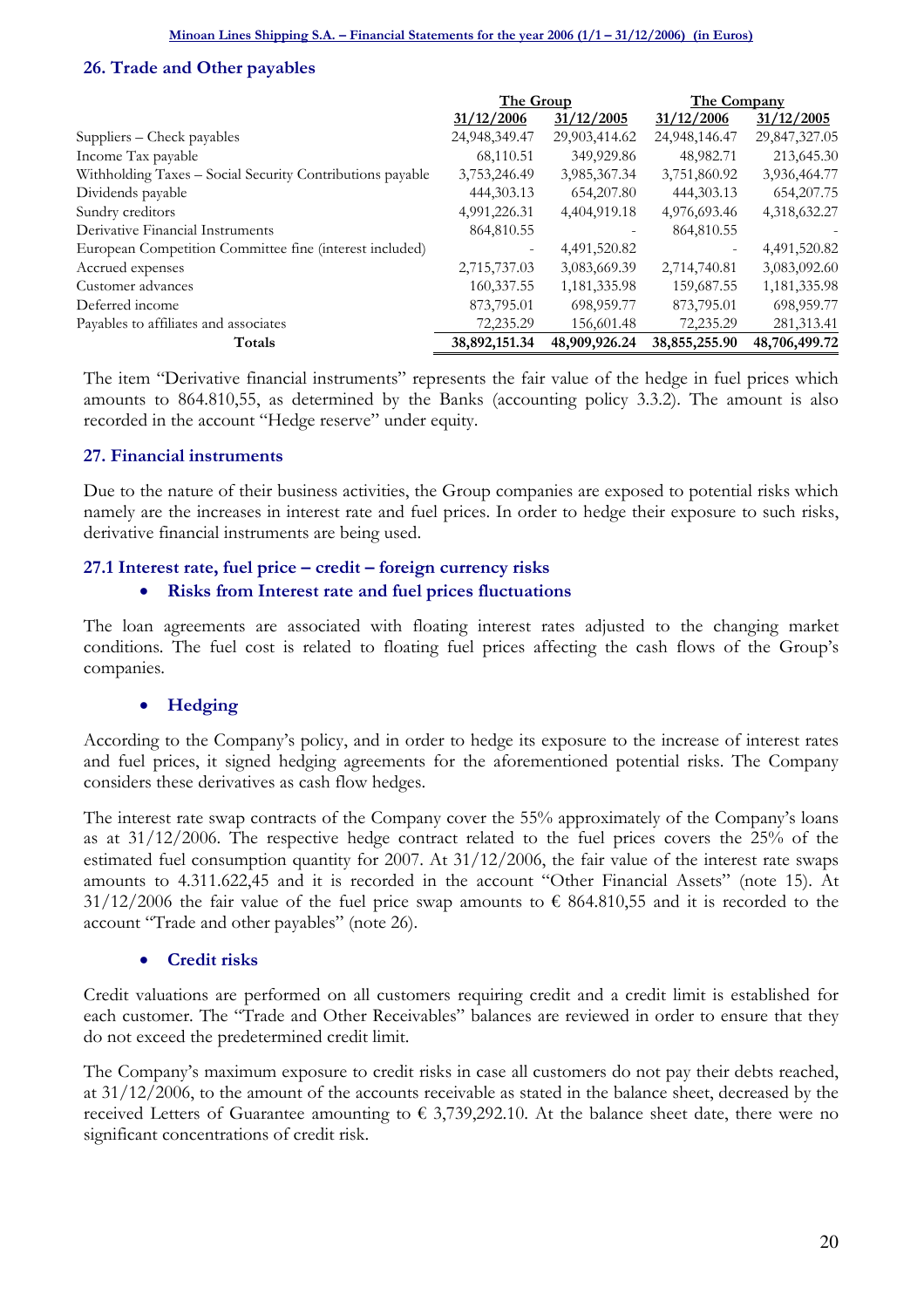## 26. Trade and Other payables

| | The Group | | The Company | |
|---|---|---|---|---|
| | 31/12/2006 | 31/12/2005 | 31/12/2006 | 31/12/2005 |
| Suppliers – Check payables | 24,948,349.47 | 29,903,414.62 | 24,948,146.47 | 29,847,327.05 |
| Income Tax payable | 68,110.51 | 349,929.86 | 48,982.71 | 213,645.30 |
| Withholding Taxes – Social Security Contributions payable | 3,753,246.49 | 3,985,367.34 | 3,751,860.92 | 3,936,464.77 |
| Dividends payable | 444,303.13 | 654,207.80 | 444,303.13 | 654,207.75 |
| Sundry creditors | 4,991,226.31 | 4,404,919.18 | 4,976,693.46 | 4,318,632.27 |
| Derivative Financial Instruments | 864,810.55 | - | 864,810.55 | - |
| European Competition Committee fine (interest included) | - | 4,491,520.82 | - | 4,491,520.82 |
| Accrued expenses | 2,715,737.03 | 3,083,669.39 | 2,714,740.81 | 3,083,092.60 |
| Customer advances | 160,337.55 | 1,181,335.98 | 159,687.55 | 1,181,335.98 |
| Deferred income | 873,795.01 | 698,959.77 | 873,795.01 | 698,959.77 |
| Payables to affiliates and associates | 72,235.29 | 156,601.48 | 72,235.29 | 281,313.41 |
| **Totals** | **38,892,151.34** | **48,909,926.24** | **38,855,255.90** | **48,706,499.72** |

The item "Derivative financial instruments" represents the fair value of the hedge in fuel prices which amounts to 864.810,55, as determined by the Banks (accounting policy 3.3.2). The amount is also recorded in the account "Hedge reserve" under equity.

## 27. Financial instruments

Due to the nature of their business activities, the Group companies are exposed to potential risks which namely are the increases in interest rate and fuel prices. In order to hedge their exposure to such risks, derivative financial instruments are being used.

### 27.1 Interest rate, fuel price – credit – foreign currency risks

- **Risks from Interest rate and fuel prices fluctuations**

The loan agreements are associated with floating interest rates adjusted to the changing market conditions. The fuel cost is related to floating fuel prices affecting the cash flows of the Group's companies.

- **Hedging**

According to the Company's policy, and in order to hedge its exposure to the increase of interest rates and fuel prices, it signed hedging agreements for the aforementioned potential risks. The Company considers these derivatives as cash flow hedges.

The interest rate swap contracts of the Company cover the 55% approximately of the Company's loans as at 31/12/2006. The respective hedge contract related to the fuel prices covers the 25% of the estimated fuel consumption quantity for 2007. At 31/12/2006, the fair value of the interest rate swaps amounts to 4.311.622,45 and it is recorded in the account "Other Financial Assets" (note 15). At 31/12/2006 the fair value of the fuel price swap amounts to € 864.810,55 and it is recorded to the account "Trade and other payables" (note 26).

- **Credit risks**

Credit valuations are performed on all customers requiring credit and a credit limit is established for each customer. The "Trade and Other Receivables" balances are reviewed in order to ensure that they do not exceed the predetermined credit limit.

The Company's maximum exposure to credit risks in case all customers do not pay their debts reached, at 31/12/2006, to the amount of the accounts receivable as stated in the balance sheet, decreased by the received Letters of Guarantee amounting to € 3,739,292.10. At the balance sheet date, there were no significant concentrations of credit risk.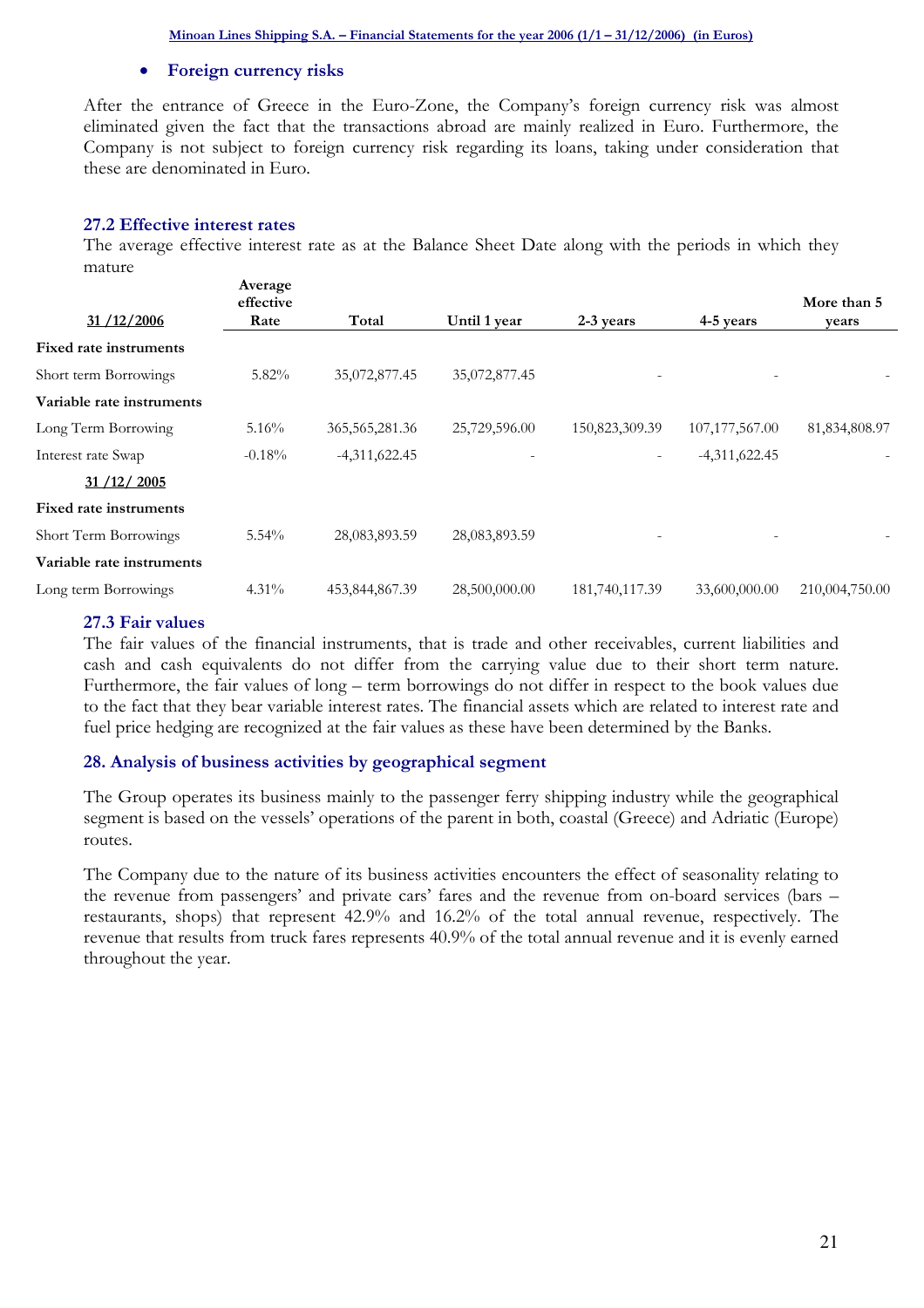- **Foreign currency risks**

After the entrance of Greece in the Euro-Zone, the Company's foreign currency risk was almost eliminated given the fact that the transactions abroad are mainly realized in Euro. Furthermore, the Company is not subject to foreign currency risk regarding its loans, taking under consideration that these are denominated in Euro.

### 27.2 Effective interest rates

The average effective interest rate as at the Balance Sheet Date along with the periods in which they mature

| 31 /12/2006 | Average effective Rate | Total | Until 1 year | 2-3 years | 4-5 years | More than 5 years |
|---|---|---|---|---|---|---|
| **Fixed rate instruments** | | | | | | |
| Short term Borrowings | 5.82% | 35,072,877.45 | 35,072,877.45 | - | - | - |
| **Variable rate instruments** | | | | | | |
| Long Term Borrowing | 5.16% | 365,565,281.36 | 25,729,596.00 | 150,823,309.39 | 107,177,567.00 | 81,834,808.97 |
| Interest rate Swap | -0.18% | -4,311,622.45 | - | - | -4,311,622.45 | - |
| 31 /12/ 2005 | | | | | | |
| **Fixed rate instruments** | | | | | | |
| Short Term Borrowings | 5.54% | 28,083,893.59 | 28,083,893.59 | - | - | - |
| **Variable rate instruments** | | | | | | |
| Long term Borrowings | 4.31% | 453,844,867.39 | 28,500,000.00 | 181,740,117.39 | 33,600,000.00 | 210,004,750.00 |

### 27.3 Fair values

The fair values of the financial instruments, that is trade and other receivables, current liabilities and cash and cash equivalents do not differ from the carrying value due to their short term nature. Furthermore, the fair values of long – term borrowings do not differ in respect to the book values due to the fact that they bear variable interest rates. The financial assets which are related to interest rate and fuel price hedging are recognized at the fair values as these have been determined by the Banks.

## 28. Analysis of business activities by geographical segment

The Group operates its business mainly to the passenger ferry shipping industry while the geographical segment is based on the vessels' operations of the parent in both, coastal (Greece) and Adriatic (Europe) routes.

The Company due to the nature of its business activities encounters the effect of seasonality relating to the revenue from passengers' and private cars' fares and the revenue from on-board services (bars – restaurants, shops) that represent 42.9% and 16.2% of the total annual revenue, respectively. The revenue that results from truck fares represents 40.9% of the total annual revenue and it is evenly earned throughout the year.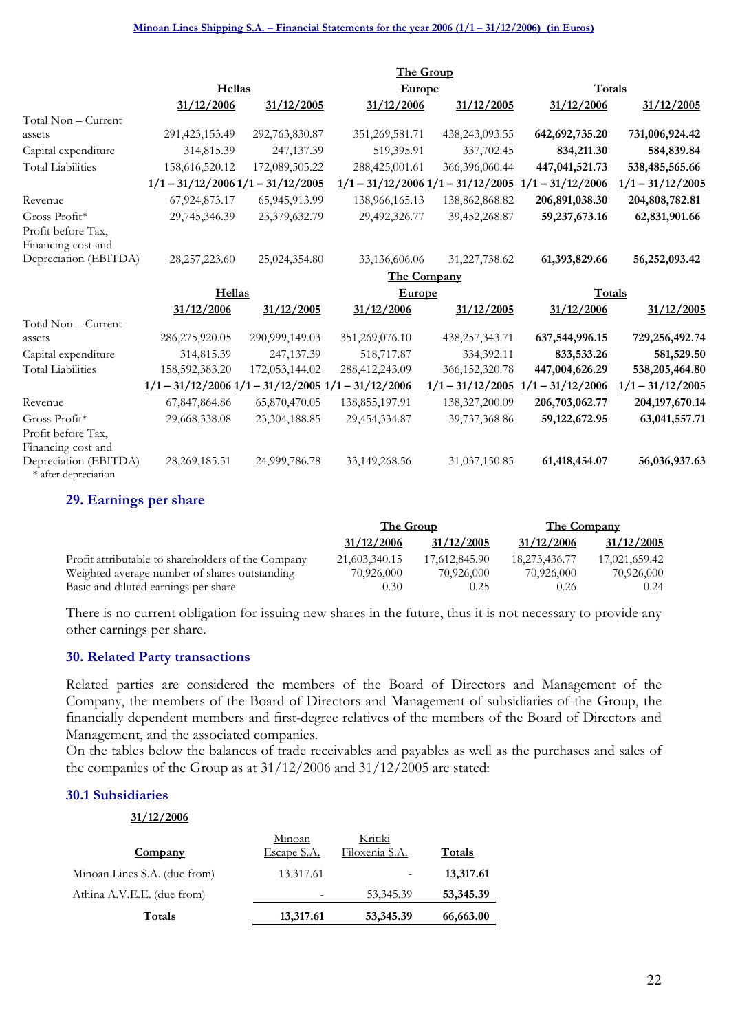| | The Group | | | | | |
|---|---|---|---|---|---|---|
| | Hellas | | Europe | | Totals | |
| | 31/12/2006 | 31/12/2005 | 31/12/2006 | 31/12/2005 | 31/12/2006 | 31/12/2005 |
| Total Non – Current assets | 291,423,153.49 | 292,763,830.87 | 351,269,581.71 | 438,243,093.55 | **642,692,735.20** | **731,006,924.42** |
| Capital expenditure | 314,815.39 | 247,137.39 | 519,395.91 | 337,702.45 | **834,211.30** | **584,839.84** |
| Total Liabilities | 158,616,520.12 | 172,089,505.22 | 288,425,001.61 | 366,396,060.44 | **447,041,521.73** | **538,485,565.66** |
| | 1/1 – 31/12/2006 | 1/1 – 31/12/2005 | 1/1 – 31/12/2006 | 1/1 – 31/12/2005 | 1/1 – 31/12/2006 | 1/1 – 31/12/2005 |
| Revenue | 67,924,873.17 | 65,945,913.99 | 138,966,165.13 | 138,862,868.82 | **206,891,038.30** | **204,808,782.81** |
| Gross Profit* | 29,745,346.39 | 23,379,632.79 | 29,492,326.77 | 39,452,268.87 | **59,237,673.16** | **62,831,901.66** |
| Profit before Tax, Financing cost and Depreciation (EBITDA) | 28,257,223.60 | 25,024,354.80 | 33,136,606.06 | 31,227,738.62 | **61,393,829.66** | **56,252,093.42** |
| | The Company | | | | | |
| | Hellas | | Europe | | Totals | |
| | 31/12/2006 | 31/12/2005 | 31/12/2006 | 31/12/2005 | 31/12/2006 | 31/12/2005 |
| Total Non – Current assets | 286,275,920.05 | 290,999,149.03 | 351,269,076.10 | 438,257,343.71 | **637,544,996.15** | **729,256,492.74** |
| Capital expenditure | 314,815.39 | 247,137.39 | 518,717.87 | 334,392.11 | **833,533.26** | **581,529.50** |
| Total Liabilities | 158,592,383.20 | 172,053,144.02 | 288,412,243.09 | 366,152,320.78 | **447,004,626.29** | **538,205,464.80** |
| | 1/1 – 31/12/2006 | 1/1 – 31/12/2005 | 1/1 – 31/12/2006 | 1/1 – 31/12/2005 | 1/1 – 31/12/2006 | 1/1 – 31/12/2005 |
| Revenue | 67,847,864.86 | 65,870,470.05 | 138,855,197.91 | 138,327,200.09 | **206,703,062.77** | **204,197,670.14** |
| Gross Profit* | 29,668,338.08 | 23,304,188.85 | 29,454,334.87 | 39,737,368.86 | **59,122,672.95** | **63,041,557.71** |
| Profit before Tax, Financing cost and Depreciation (EBITDA) | 28,269,185.51 | 24,999,786.78 | 33,149,268.56 | 31,037,150.85 | **61,418,454.07** | **56,036,937.63** |

\* after depreciation

## 29. Earnings per share

| | The Group | | The Company | |
|---|---|---|---|---|
| | 31/12/2006 | 31/12/2005 | 31/12/2006 | 31/12/2005 |
| Profit attributable to shareholders of the Company | 21,603,340.15 | 17,612,845.90 | 18,273,436.77 | 17,021,659.42 |
| Weighted average number of shares outstanding | 70,926,000 | 70,926,000 | 70,926,000 | 70,926,000 |
| Basic and diluted earnings per share | 0.30 | 0.25 | 0.26 | 0.24 |

There is no current obligation for issuing new shares in the future, thus it is not necessary to provide any other earnings per share.

## 30. Related Party transactions

Related parties are considered the members of the Board of Directors and Management of the Company, the members of the Board of Directors and Management of subsidiaries of the Group, the financially dependent members and first-degree relatives of the members of the Board of Directors and Management, and the associated companies.

On the tables below the balances of trade receivables and payables as well as the purchases and sales of the companies of the Group as at 31/12/2006 and 31/12/2005 are stated:

### 30.1 Subsidiaries

**31/12/2006**

| Company | Minoan Escape S.A. | Kritiki Filoxenia S.A. | Totals |
|---|---|---|---|
| Minoan Lines S.A. (due from) | 13,317.61 | - | **13,317.61** |
| Athina A.V.E.E. (due from) | - | 53,345.39 | **53,345.39** |
| **Totals** | **13,317.61** | **53,345.39** | **66,663.00** |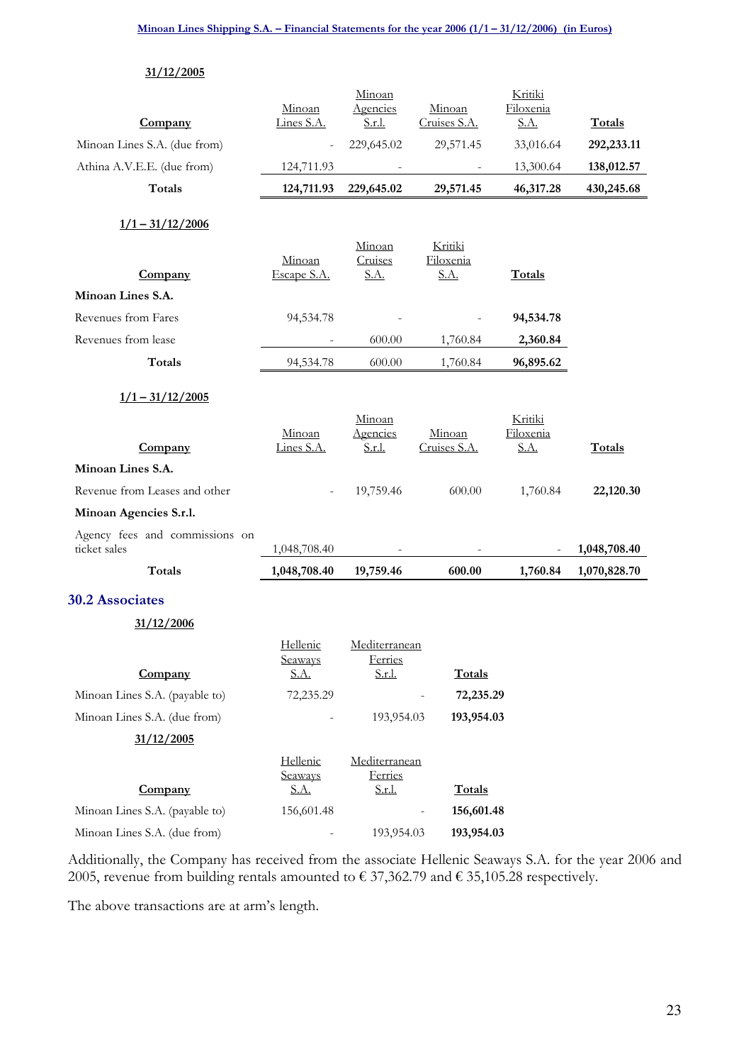**31/12/2005**

| Company | Minoan Lines S.A. | Minoan Agencies S.r.l. | Minoan Cruises S.A. | Kritiki Filoxenia S.A. | Totals |
|---|---|---|---|---|---|
| Minoan Lines S.A. (due from) | - | 229,645.02 | 29,571.45 | 33,016.64 | **292,233.11** |
| Athina A.V.E.E. (due from) | 124,711.93 | - | - | 13,300.64 | **138,012.57** |
| **Totals** | **124,711.93** | **229,645.02** | **29,571.45** | **46,317.28** | **430,245.68** |

**1/1 – 31/12/2006**

| Company | Minoan Escape S.A. | Minoan Cruises S.A. | Kritiki Filoxenia S.A. | Totals |
|---|---|---|---|---|
| **Minoan Lines S.A.** | | | | |
| Revenues from Fares | 94,534.78 | - | - | **94,534.78** |
| Revenues from lease | - | 600.00 | 1,760.84 | **2,360.84** |
| **Totals** | 94,534.78 | 600.00 | 1,760.84 | **96,895.62** |

**1/1 – 31/12/2005**

| Company | Minoan Lines S.A. | Minoan Agencies S.r.l. | Minoan Cruises S.A. | Kritiki Filoxenia S.A. | Totals |
|---|---|---|---|---|---|
| **Minoan Lines S.A.** | | | | | |
| Revenue from Leases and other | - | 19,759.46 | 600.00 | 1,760.84 | **22,120.30** |
| **Minoan Agencies S.r.l.** | | | | | |
| Agency fees and commissions on ticket sales | 1,048,708.40 | - | - | - | **1,048,708.40** |
| **Totals** | **1,048,708.40** | **19,759.46** | **600.00** | **1,760.84** | **1,070,828.70** |

## 30.2 Associates

**31/12/2006**

| Company | Hellenic Seaways S.A. | Mediterranean Ferries S.r.l. | Totals |
|---|---|---|---|
| Minoan Lines S.A. (payable to) | 72,235.29 | - | **72,235.29** |
| Minoan Lines S.A. (due from) | - | 193,954.03 | **193,954.03** |

**31/12/2005**

| Company | Hellenic Seaways S.A. | Mediterranean Ferries S.r.l. | Totals |
|---|---|---|---|
| Minoan Lines S.A. (payable to) | 156,601.48 | - | **156,601.48** |
| Minoan Lines S.A. (due from) | - | 193,954.03 | **193,954.03** |

Additionally, the Company has received from the associate Hellenic Seaways S.A. for the year 2006 and 2005, revenue from building rentals amounted to € 37,362.79 and € 35,105.28 respectively.

The above transactions are at arm's length.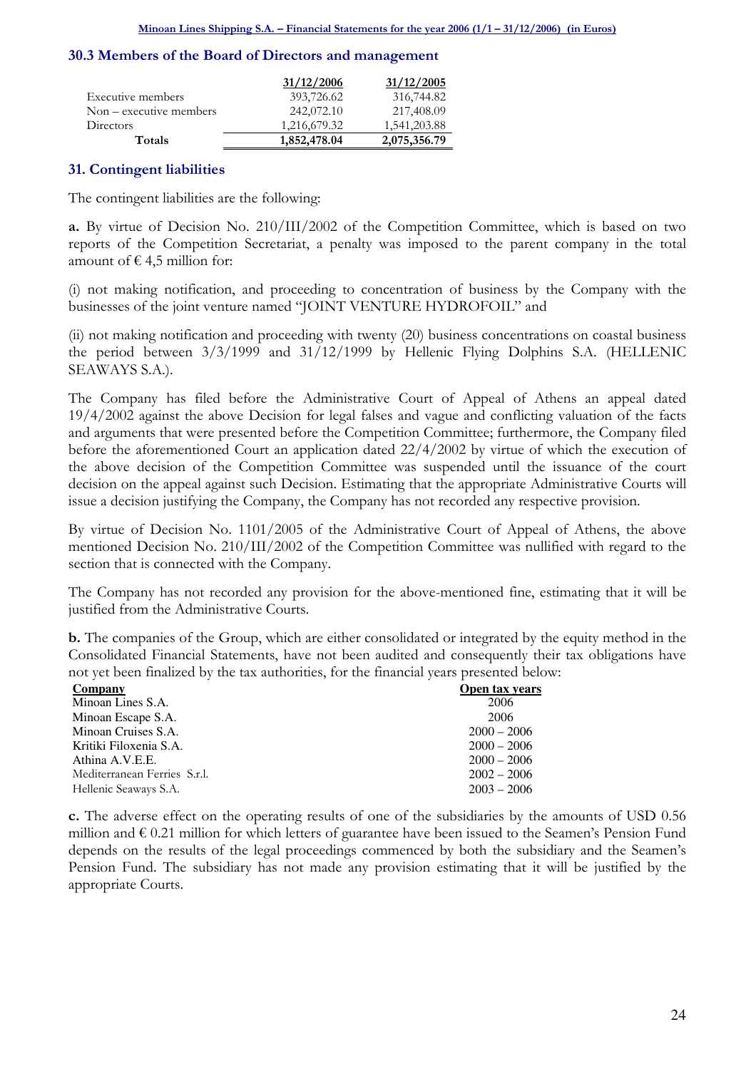### 30.3 Members of the Board of Directors and management

| | 31/12/2006 | 31/12/2005 |
|---|---|---|
| Executive members | 393,726.62 | 316,744.82 |
| Non – executive members | 242,072.10 | 217,408.09 |
| Directors | 1,216,679.32 | 1,541,203.88 |
| **Totals** | **1,852,478.04** | **2,075,356.79** |

## 31. Contingent liabilities

The contingent liabilities are the following:

**a.** By virtue of Decision No. 210/III/2002 of the Competition Committee, which is based on two reports of the Competition Secretariat, a penalty was imposed to the parent company in the total amount of € 4,5 million for:

(i) not making notification, and proceeding to concentration of business by the Company with the businesses of the joint venture named "JOINT VENTURE HYDROFOIL" and

(ii) not making notification and proceeding with twenty (20) business concentrations on coastal business the period between 3/3/1999 and 31/12/1999 by Hellenic Flying Dolphins S.A. (HELLENIC SEAWAYS S.A.).

The Company has filed before the Administrative Court of Appeal of Athens an appeal dated 19/4/2002 against the above Decision for legal falses and vague and conflicting valuation of the facts and arguments that were presented before the Competition Committee; furthermore, the Company filed before the aforementioned Court an application dated 22/4/2002 by virtue of which the execution of the above decision of the Competition Committee was suspended until the issuance of the court decision on the appeal against such Decision. Estimating that the appropriate Administrative Courts will issue a decision justifying the Company, the Company has not recorded any respective provision.

By virtue of Decision No. 1101/2005 of the Administrative Court of Appeal of Athens, the above mentioned Decision No. 210/III/2002 of the Competition Committee was nullified with regard to the section that is connected with the Company.

The Company has not recorded any provision for the above-mentioned fine, estimating that it will be justified from the Administrative Courts.

**b.** The companies of the Group, which are either consolidated or integrated by the equity method in the Consolidated Financial Statements, have not been audited and consequently their tax obligations have not yet been finalized by the tax authorities, for the financial years presented below:

| Company | Open tax years |
|---|---|
| Minoan Lines S.A. | 2006 |
| Minoan Escape S.A. | 2006 |
| Minoan Cruises S.A. | 2000 – 2006 |
| Kritiki Filoxenia S.A. | 2000 – 2006 |
| Athina A.V.E.E. | 2000 – 2006 |
| Mediterranean Ferries S.r.l. | 2002 – 2006 |
| Hellenic Seaways S.A. | 2003 – 2006 |

**c.** The adverse effect on the operating results of one of the subsidiaries by the amounts of USD 0.56 million and € 0.21 million for which letters of guarantee have been issued to the Seamen's Pension Fund depends on the results of the legal proceedings commenced by both the subsidiary and the Seamen's Pension Fund. The subsidiary has not made any provision estimating that it will be justified by the appropriate Courts.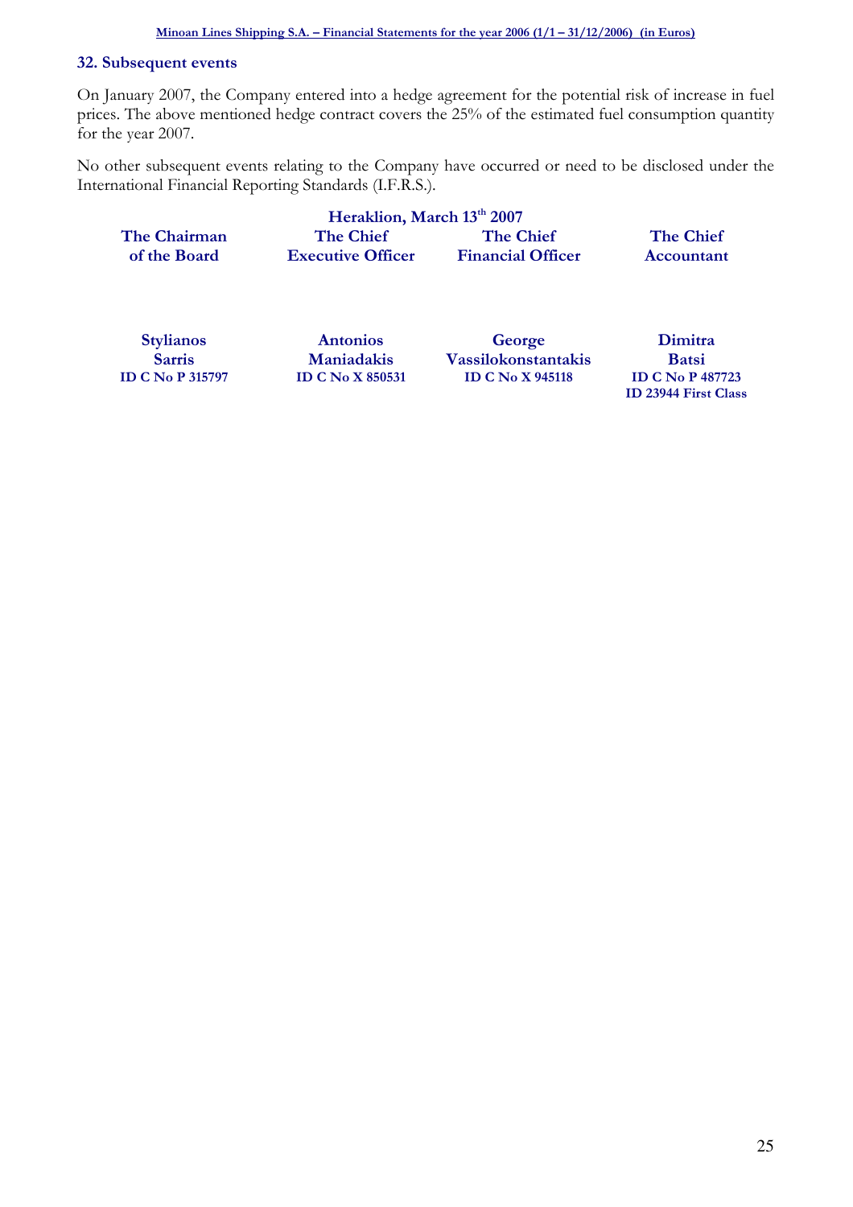## 32. Subsequent events

On January 2007, the Company entered into a hedge agreement for the potential risk of increase in fuel prices. The above mentioned hedge contract covers the 25% of the estimated fuel consumption quantity for the year 2007.

No other subsequent events relating to the Company have occurred or need to be disclosed under the International Financial Reporting Standards (I.F.R.S.).

**Heraklion, March 13th 2007**

| The Chairman of the Board | The Chief Executive Officer | The Chief Financial Officer | The Chief Accountant |
|---|---|---|---|
| Stylianos Sarris | Antonios Maniadakis | George Vassilokonstantakis | Dimitra Batsi |
| ID C No P 315797 | ID C No X 850531 | ID C No X 945118 | ID C No P 487723 |
| | | | ID 23944 First Class |